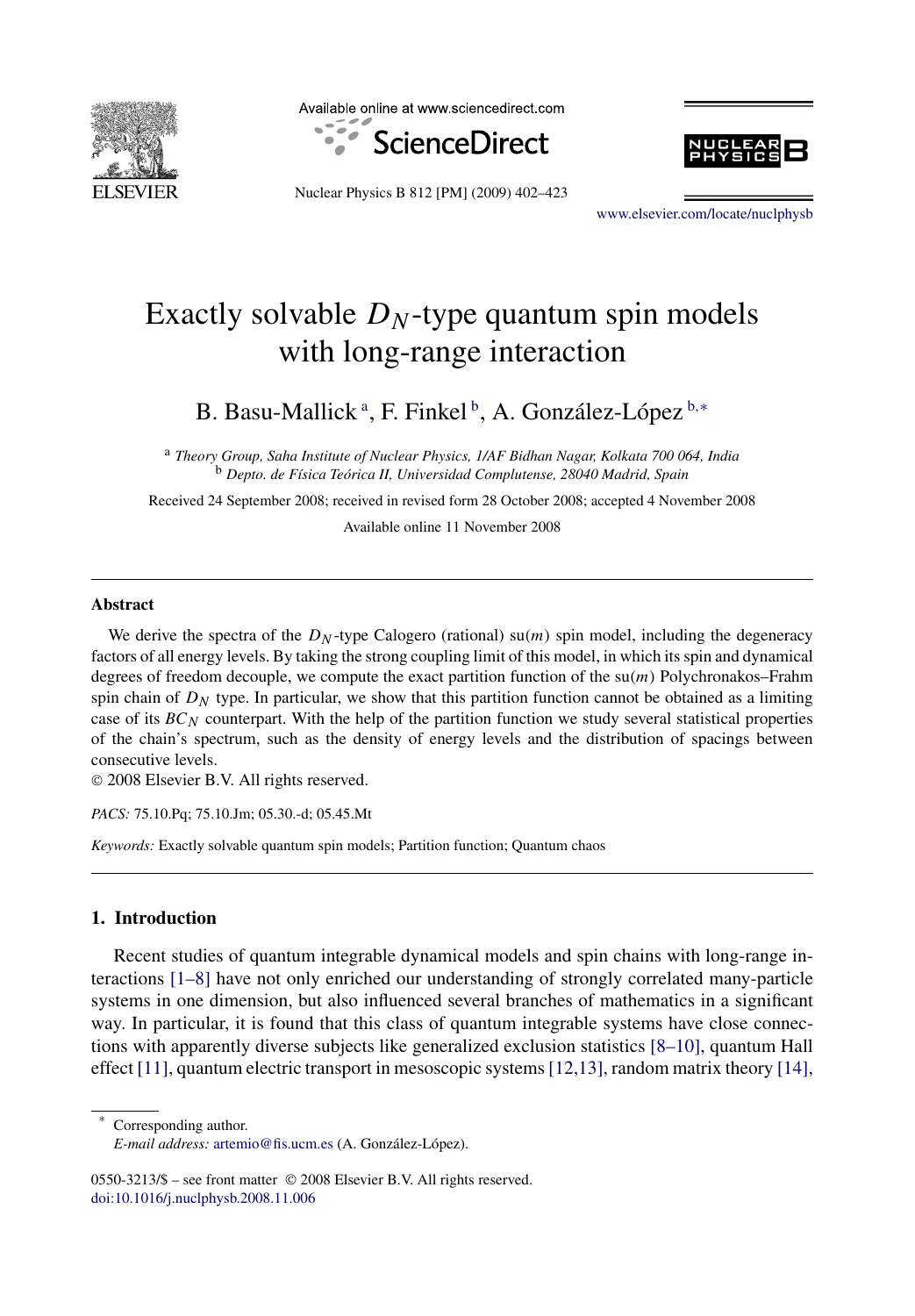# Exactly solvable $D_N$-type quantum spin models with long-range interaction

B. Basu-Mallick [a], F. Finkel [b], A. González-López [b,*]

[a] *Theory Group, Saha Institute of Nuclear Physics, 1/AF Bidhan Nagar, Kolkata 700 064, India*
[b] *Depto. de Física Teórica II, Universidad Complutense, 28040 Madrid, Spain*

Received 24 September 2008; received in revised form 28 October 2008; accepted 4 November 2008

Available online 11 November 2008

---

## Abstract

We derive the spectra of the $D_N$-type Calogero (rational) su($m$) spin model, including the degeneracy factors of all energy levels. By taking the strong coupling limit of this model, in which its spin and dynamical degrees of freedom decouple, we compute the exact partition function of the su($m$) Polychronakos–Frahm spin chain of $D_N$ type. In particular, we show that this partition function cannot be obtained as a limiting case of its $BC_N$ counterpart. With the help of the partition function we study several statistical properties of the chain's spectrum, such as the density of energy levels and the distribution of spacings between consecutive levels.

© 2008 Elsevier B.V. All rights reserved.

*PACS:* 75.10.Pq; 75.10.Jm; 05.30.-d; 05.45.Mt

*Keywords:* Exactly solvable quantum spin models; Partition function; Quantum chaos

---

## 1. Introduction

Recent studies of quantum integrable dynamical models and spin chains with long-range interactions [1–8] have not only enriched our understanding of strongly correlated many-particle systems in one dimension, but also influenced several branches of mathematics in a significant way. In particular, it is found that this class of quantum integrable systems have close connections with apparently diverse subjects like generalized exclusion statistics [8–10], quantum Hall effect [11], quantum electric transport in mesoscopic systems [12,13], random matrix theory [14],

---

* Corresponding author.
*E-mail address:* artemio@fis.ucm.es (A. González-López).

0550-3213/$ – see front matter © 2008 Elsevier B.V. All rights reserved.
doi:10.1016/j.nuclphysb.2008.11.006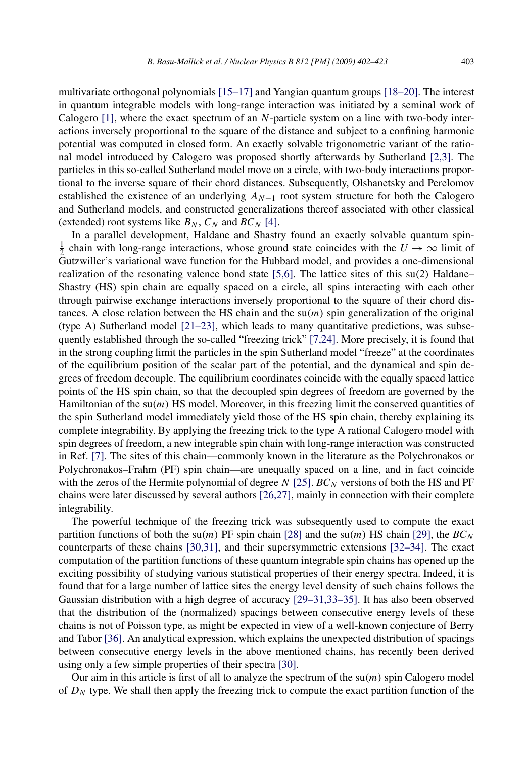multivariate orthogonal polynomials [15–17] and Yangian quantum groups [18–20]. The interest in quantum integrable models with long-range interaction was initiated by a seminal work of Calogero [1], where the exact spectrum of an $N$-particle system on a line with two-body interactions inversely proportional to the square of the distance and subject to a confining harmonic potential was computed in closed form. An exactly solvable trigonometric variant of the rational model introduced by Calogero was proposed shortly afterwards by Sutherland [2,3]. The particles in this so-called Sutherland model move on a circle, with two-body interactions proportional to the inverse square of their chord distances. Subsequently, Olshanetsky and Perelomov established the existence of an underlying $A_{N-1}$ root system structure for both the Calogero and Sutherland models, and constructed generalizations thereof associated with other classical (extended) root systems like $B_N$, $C_N$ and $BC_N$ [4].

In a parallel development, Haldane and Shastry found an exactly solvable quantum spin-$\frac{1}{2}$ chain with long-range interactions, whose ground state coincides with the $U \to \infty$ limit of Gutzwiller's variational wave function for the Hubbard model, and provides a one-dimensional realization of the resonating valence bond state [5,6]. The lattice sites of this su(2) Haldane–Shastry (HS) spin chain are equally spaced on a circle, all spins interacting with each other through pairwise exchange interactions inversely proportional to the square of their chord distances. A close relation between the HS chain and the su($m$) spin generalization of the original (type A) Sutherland model [21–23], which leads to many quantitative predictions, was subsequently established through the so-called "freezing trick" [7,24]. More precisely, it is found that in the strong coupling limit the particles in the spin Sutherland model "freeze" at the coordinates of the equilibrium position of the scalar part of the potential, and the dynamical and spin degrees of freedom decouple. The equilibrium coordinates coincide with the equally spaced lattice points of the HS spin chain, so that the decoupled spin degrees of freedom are governed by the Hamiltonian of the su($m$) HS model. Moreover, in this freezing limit the conserved quantities of the spin Sutherland model immediately yield those of the HS spin chain, thereby explaining its complete integrability. By applying the freezing trick to the type A rational Calogero model with spin degrees of freedom, a new integrable spin chain with long-range interaction was constructed in Ref. [7]. The sites of this chain—commonly known in the literature as the Polychronakos or Polychronakos–Frahm (PF) spin chain—are unequally spaced on a line, and in fact coincide with the zeros of the Hermite polynomial of degree $N$ [25]. $BC_N$ versions of both the HS and PF chains were later discussed by several authors [26,27], mainly in connection with their complete integrability.

The powerful technique of the freezing trick was subsequently used to compute the exact partition functions of both the su($m$) PF spin chain [28] and the su($m$) HS chain [29], the $BC_N$ counterparts of these chains [30,31], and their supersymmetric extensions [32–34]. The exact computation of the partition functions of these quantum integrable spin chains has opened up the exciting possibility of studying various statistical properties of their energy spectra. Indeed, it is found that for a large number of lattice sites the energy level density of such chains follows the Gaussian distribution with a high degree of accuracy [29–31,33–35]. It has also been observed that the distribution of the (normalized) spacings between consecutive energy levels of these chains is not of Poisson type, as might be expected in view of a well-known conjecture of Berry and Tabor [36]. An analytical expression, which explains the unexpected distribution of spacings between consecutive energy levels in the above mentioned chains, has recently been derived using only a few simple properties of their spectra [30].

Our aim in this article is first of all to analyze the spectrum of the su($m$) spin Calogero model of $D_N$ type. We shall then apply the freezing trick to compute the exact partition function of the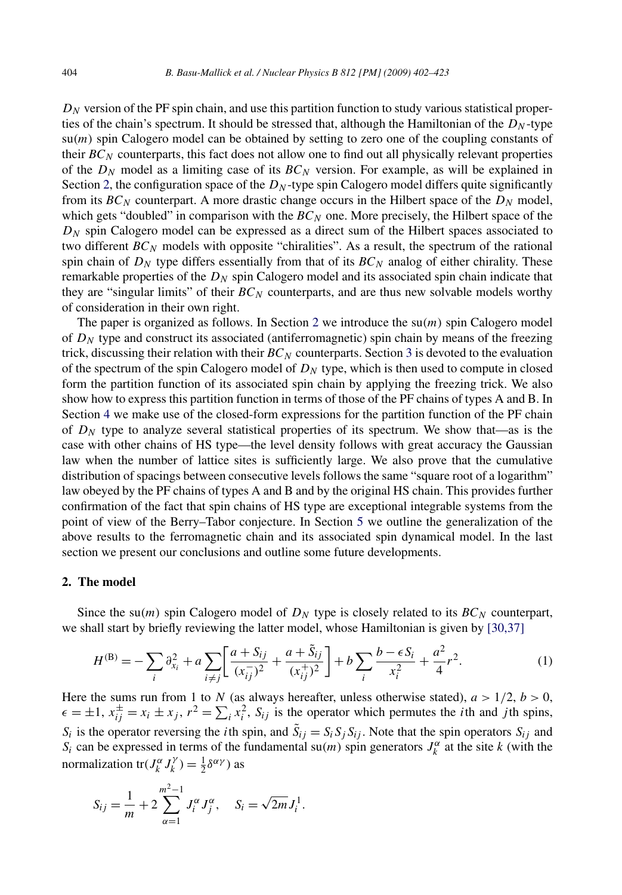$D_N$ version of the PF spin chain, and use this partition function to study various statistical properties of the chain's spectrum. It should be stressed that, although the Hamiltonian of the $D_N$-type su($m$) spin Calogero model can be obtained by setting to zero one of the coupling constants of their $BC_N$ counterparts, this fact does not allow one to find out all physically relevant properties of the $D_N$ model as a limiting case of its $BC_N$ version. For example, as will be explained in Section 2, the configuration space of the $D_N$-type spin Calogero model differs quite significantly from its $BC_N$ counterpart. A more drastic change occurs in the Hilbert space of the $D_N$ model, which gets "doubled" in comparison with the $BC_N$ one. More precisely, the Hilbert space of the $D_N$ spin Calogero model can be expressed as a direct sum of the Hilbert spaces associated to two different $BC_N$ models with opposite "chiralities". As a result, the spectrum of the rational spin chain of $D_N$ type differs essentially from that of its $BC_N$ analog of either chirality. These remarkable properties of the $D_N$ spin Calogero model and its associated spin chain indicate that they are "singular limits" of their $BC_N$ counterparts, and are thus new solvable models worthy of consideration in their own right.

The paper is organized as follows. In Section 2 we introduce the su($m$) spin Calogero model of $D_N$ type and construct its associated (antiferromagnetic) spin chain by means of the freezing trick, discussing their relation with their $BC_N$ counterparts. Section 3 is devoted to the evaluation of the spectrum of the spin Calogero model of $D_N$ type, which is then used to compute in closed form the partition function of its associated spin chain by applying the freezing trick. We also show how to express this partition function in terms of those of the PF chains of types A and B. In Section 4 we make use of the closed-form expressions for the partition function of the PF chain of $D_N$ type to analyze several statistical properties of its spectrum. We show that—as is the case with other chains of HS type—the level density follows with great accuracy the Gaussian law when the number of lattice sites is sufficiently large. We also prove that the cumulative distribution of spacings between consecutive levels follows the same "square root of a logarithm" law obeyed by the PF chains of types A and B and by the original HS chain. This provides further confirmation of the fact that spin chains of HS type are exceptional integrable systems from the point of view of the Berry–Tabor conjecture. In Section 5 we outline the generalization of the above results to the ferromagnetic chain and its associated spin dynamical model. In the last section we present our conclusions and outline some future developments.

## 2. The model

Since the su($m$) spin Calogero model of $D_N$ type is closely related to its $BC_N$ counterpart, we shall start by briefly reviewing the latter model, whose Hamiltonian is given by [30,37]

$$H^{(\mathrm{B})} = -\sum_i \partial_{x_i}^2 + a \sum_{i \neq j} \left[ \frac{a + S_{ij}}{(x_{ij}^-)^2} + \frac{a + \tilde{S}_{ij}}{(x_{ij}^+)^2} \right] + b \sum_i \frac{b - \epsilon S_i}{x_i^2} + \frac{a^2}{4} r^2. \tag{1}$$

Here the sums run from 1 to $N$ (as always hereafter, unless otherwise stated), $a > 1/2$, $b > 0$, $\epsilon = \pm 1$, $x_{ij}^{\pm} = x_i \pm x_j$, $r^2 = \sum_i x_i^2$, $S_{ij}$ is the operator which permutes the $i$th and $j$th spins, $S_i$ is the operator reversing the $i$th spin, and $\tilde{S}_{ij} = S_i S_j S_{ij}$. Note that the spin operators $S_{ij}$ and $S_i$ can be expressed in terms of the fundamental su($m$) spin generators $J_k^\alpha$ at the site $k$ (with the normalization $\operatorname{tr}(J_k^\alpha J_k^\gamma) = \frac{1}{2}\delta^{\alpha\gamma}$) as

$$S_{ij} = \frac{1}{m} + 2 \sum_{\alpha=1}^{m^2-1} J_i^\alpha J_j^\alpha, \quad S_i = \sqrt{2m}\, J_i^1.$$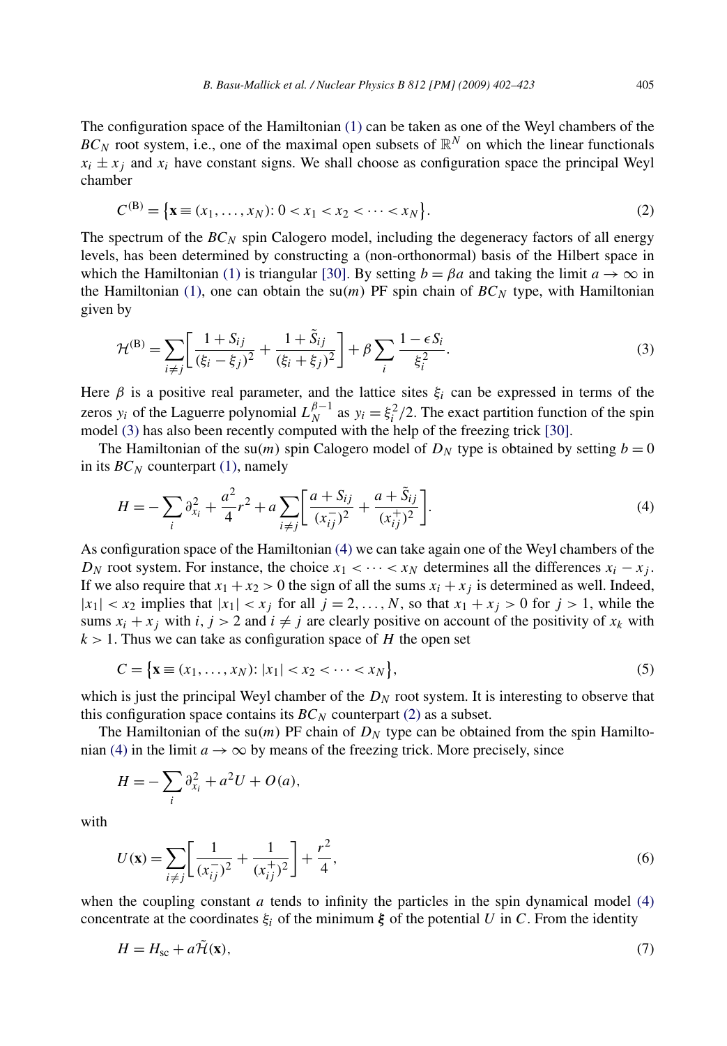The configuration space of the Hamiltonian (1) can be taken as one of the Weyl chambers of the $BC_N$ root system, i.e., one of the maximal open subsets of $\mathbb{R}^N$ on which the linear functionals $x_i \pm x_j$ and $x_i$ have constant signs. We shall choose as configuration space the principal Weyl chamber

$$C^{(\mathrm{B})} = \{\mathbf{x} \equiv (x_1, \ldots, x_N): 0 < x_1 < x_2 < \cdots < x_N\}. \tag{2}$$

The spectrum of the $BC_N$ spin Calogero model, including the degeneracy factors of all energy levels, has been determined by constructing a (non-orthonormal) basis of the Hilbert space in which the Hamiltonian (1) is triangular [30]. By setting $b = \beta a$ and taking the limit $a \to \infty$ in the Hamiltonian (1), one can obtain the su($m$) PF spin chain of $BC_N$ type, with Hamiltonian given by

$$\mathcal{H}^{(\mathrm{B})} = \sum_{i \neq j} \left[ \frac{1 + S_{ij}}{(\xi_i - \xi_j)^2} + \frac{1 + \tilde{S}_{ij}}{(\xi_i + \xi_j)^2} \right] + \beta \sum_i \frac{1 - \epsilon S_i}{\xi_i^2}. \tag{3}$$

Here $\beta$ is a positive real parameter, and the lattice sites $\xi_i$ can be expressed in terms of the zeros $y_i$ of the Laguerre polynomial $L_N^{\beta-1}$ as $y_i = \xi_i^2/2$. The exact partition function of the spin model (3) has also been recently computed with the help of the freezing trick [30].

The Hamiltonian of the su($m$) spin Calogero model of $D_N$ type is obtained by setting $b = 0$ in its $BC_N$ counterpart (1), namely

$$H = -\sum_i \partial_{x_i}^2 + \frac{a^2}{4} r^2 + a \sum_{i \neq j} \left[ \frac{a + S_{ij}}{(x_{ij}^-)^2} + \frac{a + \tilde{S}_{ij}}{(x_{ij}^+)^2} \right]. \tag{4}$$

As configuration space of the Hamiltonian (4) we can take again one of the Weyl chambers of the $D_N$ root system. For instance, the choice $x_1 < \cdots < x_N$ determines all the differences $x_i - x_j$. If we also require that $x_1 + x_2 > 0$ the sign of all the sums $x_i + x_j$ is determined as well. Indeed, $|x_1| < x_2$ implies that $|x_1| < x_j$ for all $j = 2, \ldots, N$, so that $x_1 + x_j > 0$ for $j > 1$, while the sums $x_i + x_j$ with $i, j > 2$ and $i \neq j$ are clearly positive on account of the positivity of $x_k$ with $k > 1$. Thus we can take as configuration space of $H$ the open set

$$C = \{\mathbf{x} \equiv (x_1, \ldots, x_N): |x_1| < x_2 < \cdots < x_N\}, \tag{5}$$

which is just the principal Weyl chamber of the $D_N$ root system. It is interesting to observe that this configuration space contains its $BC_N$ counterpart (2) as a subset.

The Hamiltonian of the su($m$) PF chain of $D_N$ type can be obtained from the spin Hamiltonian (4) in the limit $a \to \infty$ by means of the freezing trick. More precisely, since

$$H = -\sum_i \partial_{x_i}^2 + a^2 U + O(a),$$

with

$$U(\mathbf{x}) = \sum_{i \neq j} \left[ \frac{1}{(x_{ij}^-)^2} + \frac{1}{(x_{ij}^+)^2} \right] + \frac{r^2}{4}, \tag{6}$$

when the coupling constant $a$ tends to infinity the particles in the spin dynamical model (4) concentrate at the coordinates $\xi_i$ of the minimum $\boldsymbol{\xi}$ of the potential $U$ in $C$. From the identity

$$H = H_{\mathrm{sc}} + a\tilde{\mathcal{H}}(\mathbf{x}), \tag{7}$$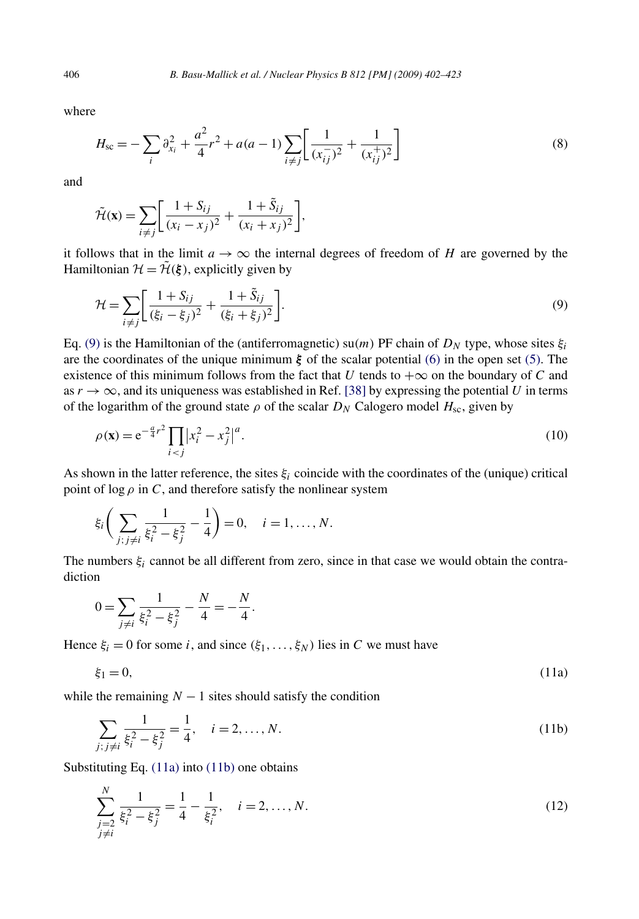where

$$H_{\rm sc} = -\sum_i \partial_{x_i}^2 + \frac{a^2}{4} r^2 + a(a-1)\sum_{i\neq j}\left[\frac{1}{(x_{ij}^-)^2} + \frac{1}{(x_{ij}^+)^2}\right] \tag{8}$$

and

$$\tilde{\mathcal{H}}(\mathbf{x}) = \sum_{i\neq j}\left[\frac{1+S_{ij}}{(x_i - x_j)^2} + \frac{1+\tilde{S}_{ij}}{(x_i + x_j)^2}\right],$$

it follows that in the limit $a \to \infty$ the internal degrees of freedom of $H$ are governed by the Hamiltonian $\mathcal{H} = \tilde{\mathcal{H}}(\boldsymbol{\xi})$, explicitly given by

$$\mathcal{H} = \sum_{i\neq j}\left[\frac{1+S_{ij}}{(\xi_i - \xi_j)^2} + \frac{1+\tilde{S}_{ij}}{(\xi_i + \xi_j)^2}\right]. \tag{9}$$

Eq. (9) is the Hamiltonian of the (antiferromagnetic) su($m$) PF chain of $D_N$ type, whose sites $\xi_i$ are the coordinates of the unique minimum $\boldsymbol{\xi}$ of the scalar potential (6) in the open set (5). The existence of this minimum follows from the fact that $U$ tends to $+\infty$ on the boundary of $C$ and as $r \to \infty$, and its uniqueness was established in Ref. [38] by expressing the potential $U$ in terms of the logarithm of the ground state $\rho$ of the scalar $D_N$ Calogero model $H_{\rm sc}$, given by

$$\rho(\mathbf{x}) = \mathrm{e}^{-\frac{a}{4}r^2}\prod_{i<j}\left|x_i^2 - x_j^2\right|^a. \tag{10}$$

As shown in the latter reference, the sites $\xi_i$ coincide with the coordinates of the (unique) critical point of $\log\rho$ in $C$, and therefore satisfy the nonlinear system

$$\xi_i\left(\sum_{j;\, j\neq i}\frac{1}{\xi_i^2 - \xi_j^2} - \frac{1}{4}\right) = 0, \quad i = 1, \ldots, N.$$

The numbers $\xi_i$ cannot be all different from zero, since in that case we would obtain the contradiction

$$0 = \sum_{j\neq i}\frac{1}{\xi_i^2 - \xi_j^2} - \frac{N}{4} = -\frac{N}{4}.$$

Hence $\xi_i = 0$ for some $i$, and since $(\xi_1, \ldots, \xi_N)$ lies in $C$ we must have

$$\xi_1 = 0, \tag{11a}$$

while the remaining $N-1$ sites should satisfy the condition

$$\sum_{j;\, j\neq i}\frac{1}{\xi_i^2 - \xi_j^2} = \frac{1}{4}, \quad i = 2, \ldots, N. \tag{11b}$$

Substituting Eq. (11a) into (11b) one obtains

$$\sum_{\substack{j=2\\ j\neq i}}^{N}\frac{1}{\xi_i^2 - \xi_j^2} = \frac{1}{4} - \frac{1}{\xi_i^2}, \quad i = 2, \ldots, N. \tag{12}$$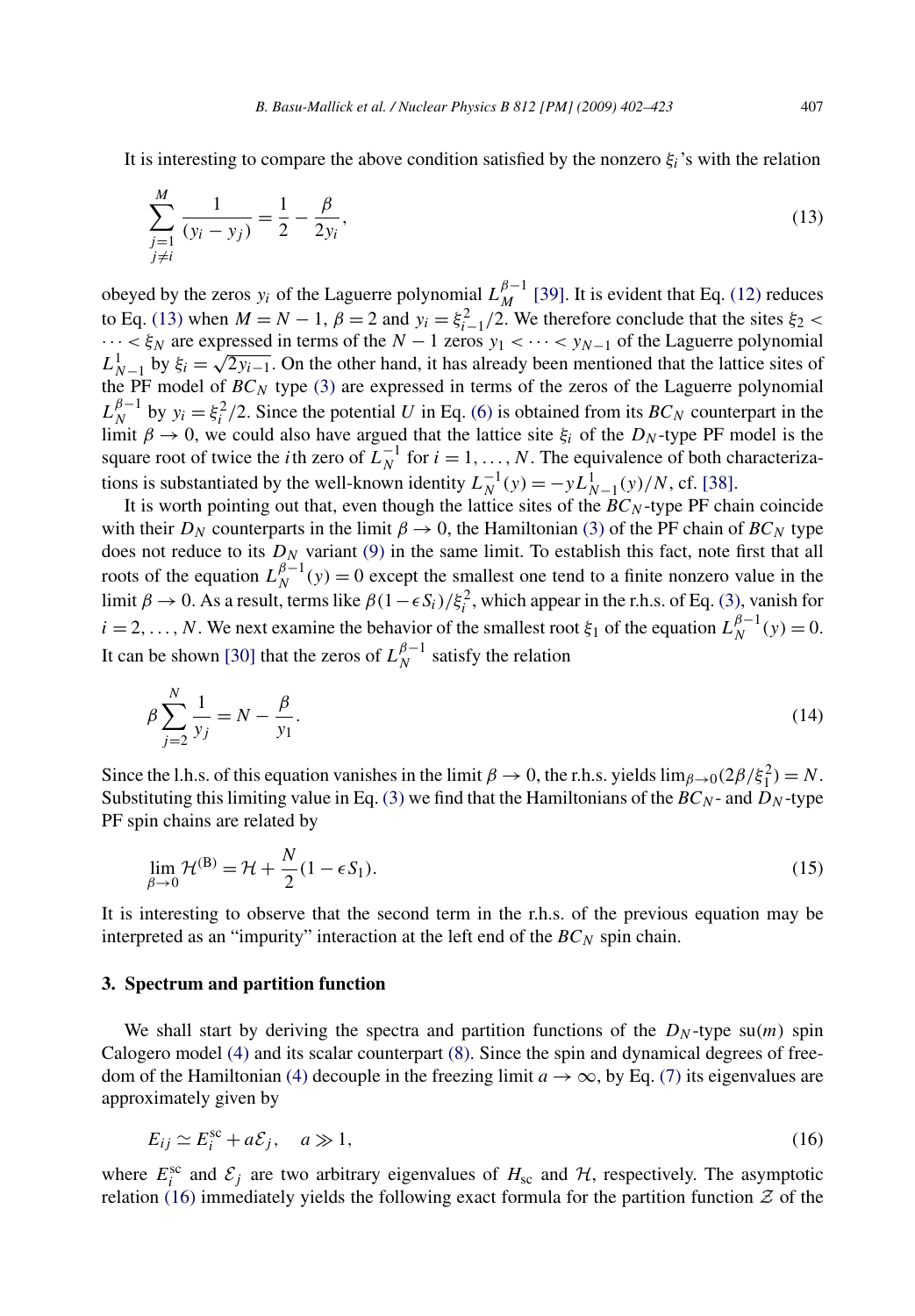It is interesting to compare the above condition satisfied by the nonzero $\xi_i$'s with the relation

$$\sum_{\substack{j=1 \\ j\neq i}}^{M} \frac{1}{(y_i - y_j)} = \frac{1}{2} - \frac{\beta}{2y_i}, \tag{13}$$

obeyed by the zeros $y_i$ of the Laguerre polynomial $L_M^{\beta-1}$ [39]. It is evident that Eq. (12) reduces to Eq. (13) when $M = N-1$, $\beta = 2$ and $y_i = \xi_{i-1}^2/2$. We therefore conclude that the sites $\xi_2 < \cdots < \xi_N$ are expressed in terms of the $N-1$ zeros $y_1 < \cdots < y_{N-1}$ of the Laguerre polynomial $L_{N-1}^{1}$ by $\xi_i = \sqrt{2y_{i-1}}$. On the other hand, it has already been mentioned that the lattice sites of the PF model of $BC_N$ type (3) are expressed in terms of the zeros of the Laguerre polynomial $L_N^{\beta-1}$ by $y_i = \xi_i^2/2$. Since the potential $U$ in Eq. (6) is obtained from its $BC_N$ counterpart in the limit $\beta \to 0$, we could also have argued that the lattice site $\xi_i$ of the $D_N$-type PF model is the square root of twice the $i$th zero of $L_N^{-1}$ for $i = 1, \ldots, N$. The equivalence of both characterizations is substantiated by the well-known identity $L_N^{-1}(y) = -yL_{N-1}^{1}(y)/N$, cf. [38].

It is worth pointing out that, even though the lattice sites of the $BC_N$-type PF chain coincide with their $D_N$ counterparts in the limit $\beta \to 0$, the Hamiltonian (3) of the PF chain of $BC_N$ type does not reduce to its $D_N$ variant (9) in the same limit. To establish this fact, note first that all roots of the equation $L_N^{\beta-1}(y) = 0$ except the smallest one tend to a finite nonzero value in the limit $\beta \to 0$. As a result, terms like $\beta(1-\epsilon S_i)/\xi_i^2$, which appear in the r.h.s. of Eq. (3), vanish for $i = 2, \ldots, N$. We next examine the behavior of the smallest root $\xi_1$ of the equation $L_N^{\beta-1}(y) = 0$. It can be shown [30] that the zeros of $L_N^{\beta-1}$ satisfy the relation

$$\beta \sum_{j=2}^{N} \frac{1}{y_j} = N - \frac{\beta}{y_1}. \tag{14}$$

Since the l.h.s. of this equation vanishes in the limit $\beta \to 0$, the r.h.s. yields $\lim_{\beta\to 0}(2\beta/\xi_1^2) = N$. Substituting this limiting value in Eq. (3) we find that the Hamiltonians of the $BC_N$- and $D_N$-type PF spin chains are related by

$$\lim_{\beta\to 0} \mathcal{H}^{(\mathrm{B})} = \mathcal{H} + \frac{N}{2}(1 - \epsilon S_1). \tag{15}$$

It is interesting to observe that the second term in the r.h.s. of the previous equation may be interpreted as an "impurity" interaction at the left end of the $BC_N$ spin chain.

### 3. Spectrum and partition function

We shall start by deriving the spectra and partition functions of the $D_N$-type su($m$) spin Calogero model (4) and its scalar counterpart (8). Since the spin and dynamical degrees of freedom of the Hamiltonian (4) decouple in the freezing limit $a \to \infty$, by Eq. (7) its eigenvalues are approximately given by

$$E_{ij} \simeq E_i^{\mathrm{sc}} + a\mathcal{E}_j, \quad a \gg 1, \tag{16}$$

where $E_i^{\mathrm{sc}}$ and $\mathcal{E}_j$ are two arbitrary eigenvalues of $H_{\mathrm{sc}}$ and $\mathcal{H}$, respectively. The asymptotic relation (16) immediately yields the following exact formula for the partition function $\mathcal{Z}$ of the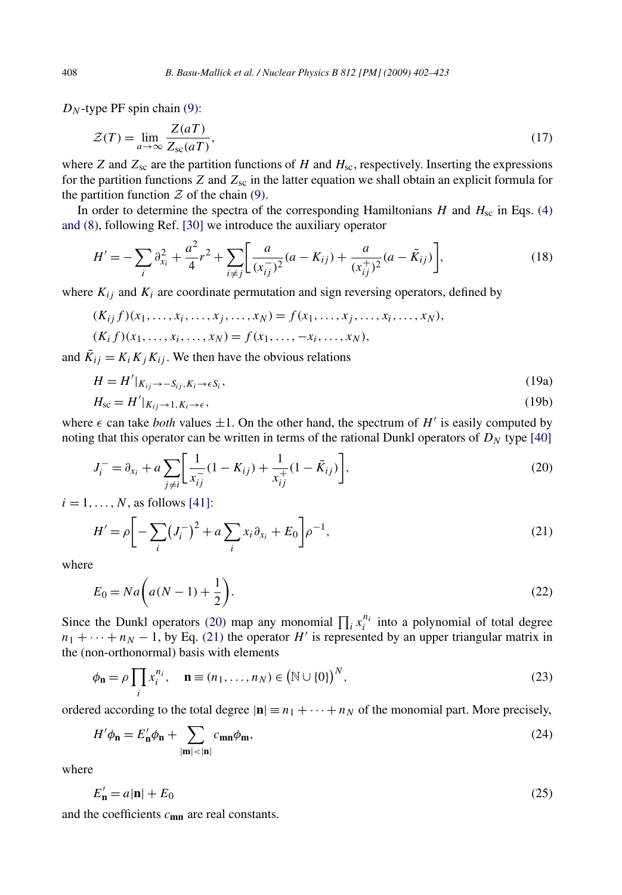$D_N$-type PF spin chain (9):

$$\mathcal{Z}(T) = \lim_{a\to\infty} \frac{Z(aT)}{Z_{\mathrm{sc}}(aT)}, \tag{17}$$

where $Z$ and $Z_{\mathrm{sc}}$ are the partition functions of $H$ and $H_{\mathrm{sc}}$, respectively. Inserting the expressions for the partition functions $Z$ and $Z_{\mathrm{sc}}$ in the latter equation we shall obtain an explicit formula for the partition function $\mathcal{Z}$ of the chain (9).

In order to determine the spectra of the corresponding Hamiltonians $H$ and $H_{\mathrm{sc}}$ in Eqs. (4) and (8), following Ref. [30] we introduce the auxiliary operator

$$H' = -\sum_i \partial_{x_i}^2 + \frac{a^2}{4} r^2 + \sum_{i\neq j}\left[\frac{a}{(x_{ij}^-)^2}(a - K_{ij}) + \frac{a}{(x_{ij}^+)^2}(a - \tilde{K}_{ij})\right], \tag{18}$$

where $K_{ij}$ and $K_i$ are coordinate permutation and sign reversing operators, defined by

$$(K_{ij} f)(x_1, \ldots, x_i, \ldots, x_j, \ldots, x_N) = f(x_1, \ldots, x_j, \ldots, x_i, \ldots, x_N),$$
$$(K_i f)(x_1, \ldots, x_i, \ldots, x_N) = f(x_1, \ldots, -x_i, \ldots, x_N),$$

and $\tilde{K}_{ij} = K_i K_j K_{ij}$. We then have the obvious relations

$$H = H'|_{K_{ij}\to -S_{ij}, K_i \to \epsilon S_i}, \tag{19a}$$

$$H_{\mathrm{sc}} = H'|_{K_{ij}\to 1, K_i\to\epsilon}, \tag{19b}$$

where $\epsilon$ can take *both* values $\pm 1$. On the other hand, the spectrum of $H'$ is easily computed by noting that this operator can be written in terms of the rational Dunkl operators of $D_N$ type [40]

$$J_i^- = \partial_{x_i} + a\sum_{j\neq i}\left[\frac{1}{x_{ij}^-}(1 - K_{ij}) + \frac{1}{x_{ij}^+}(1 - \tilde{K}_{ij})\right], \tag{20}$$

$i = 1, \ldots, N$, as follows [41]:

$$H' = \rho\left[-\sum_i \left(J_i^-\right)^2 + a\sum_i x_i\partial_{x_i} + E_0\right]\rho^{-1}, \tag{21}$$

where

$$E_0 = Na\left(a(N-1) + \frac{1}{2}\right). \tag{22}$$

Since the Dunkl operators (20) map any monomial $\prod_i x_i^{n_i}$ into a polynomial of total degree $n_1 + \cdots + n_N - 1$, by Eq. (21) the operator $H'$ is represented by an upper triangular matrix in the (non-orthonormal) basis with elements

$$\phi_{\mathbf{n}} = \rho\prod_i x_i^{n_i}, \quad \mathbf{n} \equiv (n_1, \ldots, n_N) \in \left(\mathbb{N}\cup\{0\}\right)^N, \tag{23}$$

ordered according to the total degree $|\mathbf{n}| \equiv n_1 + \cdots + n_N$ of the monomial part. More precisely,

$$H'\phi_{\mathbf{n}} = E'_{\mathbf{n}}\phi_{\mathbf{n}} + \sum_{|\mathbf{m}|<|\mathbf{n}|} c_{\mathbf{mn}}\phi_{\mathbf{m}}, \tag{24}$$

where

$$E'_{\mathbf{n}} = a|\mathbf{n}| + E_0 \tag{25}$$

and the coefficients $c_{\mathbf{mn}}$ are real constants.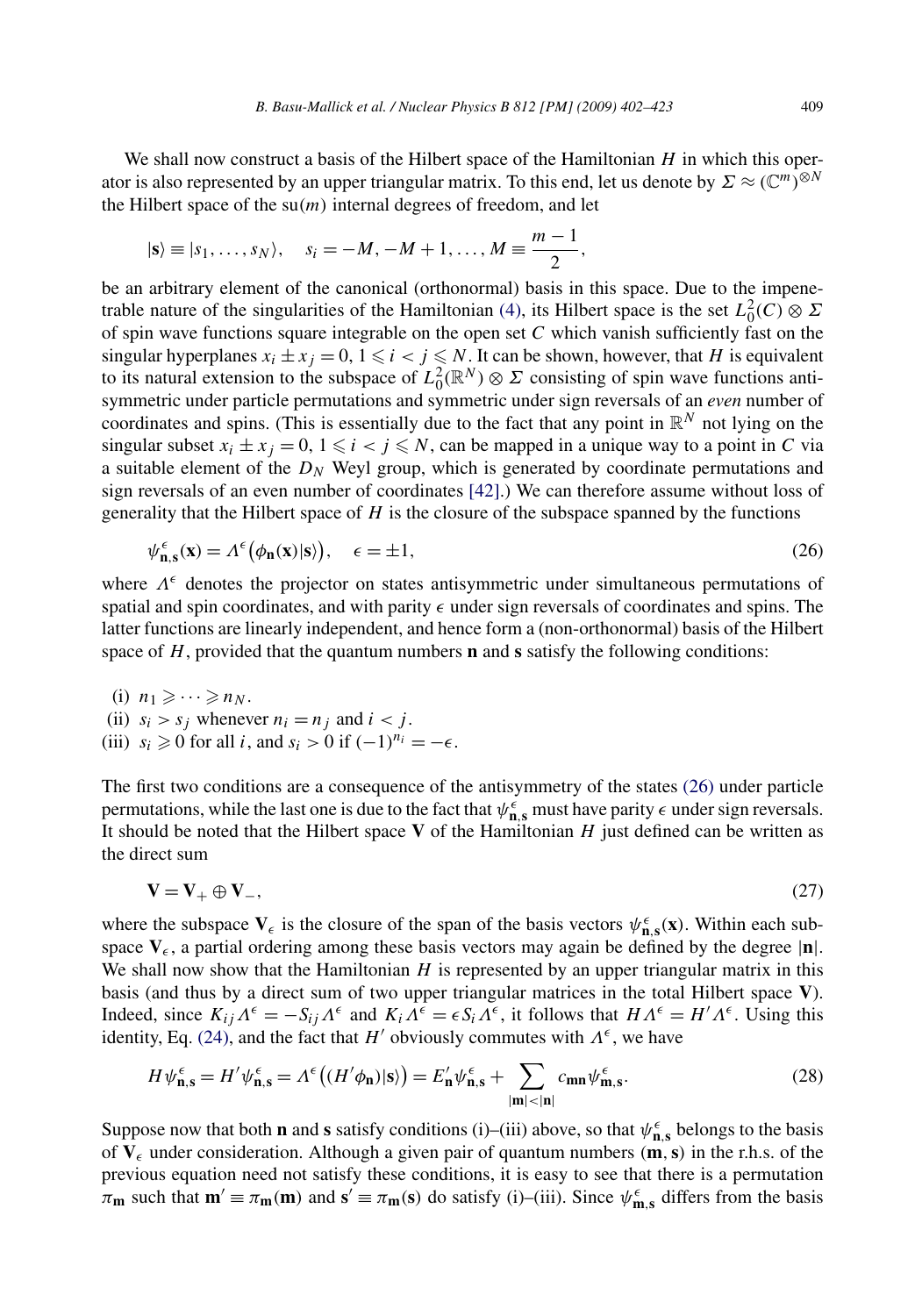We shall now construct a basis of the Hilbert space of the Hamiltonian $H$ in which this operator is also represented by an upper triangular matrix. To this end, let us denote by $\Sigma \approx (\mathbb{C}^m)^{\otimes N}$ the Hilbert space of the su($m$) internal degrees of freedom, and let

$$|\mathbf{s}\rangle \equiv |s_1, \ldots, s_N\rangle, \quad s_i = -M, -M+1, \ldots, M \equiv \frac{m-1}{2},$$

be an arbitrary element of the canonical (orthonormal) basis in this space. Due to the impenetrable nature of the singularities of the Hamiltonian (4), its Hilbert space is the set $L_0^2(C) \otimes \Sigma$ of spin wave functions square integrable on the open set $C$ which vanish sufficiently fast on the singular hyperplanes $x_i \pm x_j = 0$, $1 \leqslant i < j \leqslant N$. It can be shown, however, that $H$ is equivalent to its natural extension to the subspace of $L_0^2(\mathbb{R}^N) \otimes \Sigma$ consisting of spin wave functions antisymmetric under particle permutations and symmetric under sign reversals of an *even* number of coordinates and spins. (This is essentially due to the fact that any point in $\mathbb{R}^N$ not lying on the singular subset $x_i \pm x_j = 0$, $1 \leqslant i < j \leqslant N$, can be mapped in a unique way to a point in $C$ via a suitable element of the $D_N$ Weyl group, which is generated by coordinate permutations and sign reversals of an even number of coordinates [42].) We can therefore assume without loss of generality that the Hilbert space of $H$ is the closure of the subspace spanned by the functions

$$\psi^{\epsilon}_{\mathbf{n},\mathbf{s}}(\mathbf{x}) = \Lambda^{\epsilon}\big(\phi_{\mathbf{n}}(\mathbf{x})|\mathbf{s}\rangle\big), \quad \epsilon = \pm 1, \tag{26}$$

where $\Lambda^{\epsilon}$ denotes the projector on states antisymmetric under simultaneous permutations of spatial and spin coordinates, and with parity $\epsilon$ under sign reversals of coordinates and spins. The latter functions are linearly independent, and hence form a (non-orthonormal) basis of the Hilbert space of $H$, provided that the quantum numbers $\mathbf{n}$ and $\mathbf{s}$ satisfy the following conditions:

(i) $n_1 \geqslant \cdots \geqslant n_N$.
(ii) $s_i > s_j$ whenever $n_i = n_j$ and $i < j$.
(iii) $s_i \geqslant 0$ for all $i$, and $s_i > 0$ if $(-1)^{n_i} = -\epsilon$.

The first two conditions are a consequence of the antisymmetry of the states (26) under particle permutations, while the last one is due to the fact that $\psi^{\epsilon}_{\mathbf{n},\mathbf{s}}$ must have parity $\epsilon$ under sign reversals. It should be noted that the Hilbert space $\mathbf{V}$ of the Hamiltonian $H$ just defined can be written as the direct sum

$$\mathbf{V} = \mathbf{V}_+ \oplus \mathbf{V}_-, \tag{27}$$

where the subspace $\mathbf{V}_\epsilon$ is the closure of the span of the basis vectors $\psi^{\epsilon}_{\mathbf{n},\mathbf{s}}(\mathbf{x})$. Within each subspace $\mathbf{V}_\epsilon$, a partial ordering among these basis vectors may again be defined by the degree $|\mathbf{n}|$. We shall now show that the Hamiltonian $H$ is represented by an upper triangular matrix in this basis (and thus by a direct sum of two upper triangular matrices in the total Hilbert space $\mathbf{V}$). Indeed, since $K_{ij}\Lambda^{\epsilon} = -S_{ij}\Lambda^{\epsilon}$ and $K_i\Lambda^{\epsilon} = \epsilon S_i \Lambda^{\epsilon}$, it follows that $H\Lambda^{\epsilon} = H'\Lambda^{\epsilon}$. Using this identity, Eq. (24), and the fact that $H'$ obviously commutes with $\Lambda^{\epsilon}$, we have

$$H\psi^{\epsilon}_{\mathbf{n},\mathbf{s}} = H'\psi^{\epsilon}_{\mathbf{n},\mathbf{s}} = \Lambda^{\epsilon}\big((H'\phi_{\mathbf{n}})|\mathbf{s}\rangle\big) = E'_{\mathbf{n}}\psi^{\epsilon}_{\mathbf{n},\mathbf{s}} + \sum_{|\mathbf{m}|<|\mathbf{n}|} c_{\mathbf{mn}}\psi^{\epsilon}_{\mathbf{m},\mathbf{s}}. \tag{28}$$

Suppose now that both $\mathbf{n}$ and $\mathbf{s}$ satisfy conditions (i)–(iii) above, so that $\psi^{\epsilon}_{\mathbf{n},\mathbf{s}}$ belongs to the basis of $\mathbf{V}_\epsilon$ under consideration. Although a given pair of quantum numbers $(\mathbf{m}, \mathbf{s})$ in the r.h.s. of the previous equation need not satisfy these conditions, it is easy to see that there is a permutation $\pi_{\mathbf{m}}$ such that $\mathbf{m}' \equiv \pi_{\mathbf{m}}(\mathbf{m})$ and $\mathbf{s}' \equiv \pi_{\mathbf{m}}(\mathbf{s})$ do satisfy (i)–(iii). Since $\psi^{\epsilon}_{\mathbf{m},\mathbf{s}}$ differs from the basis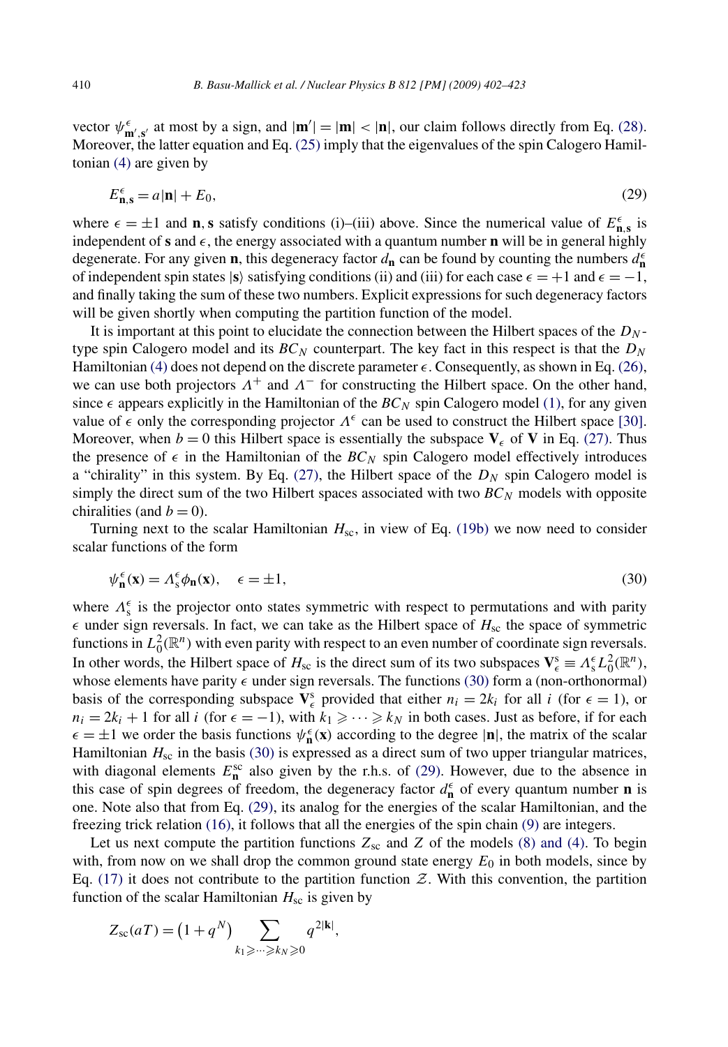vector $\psi^{\epsilon}_{\mathbf{m}',\mathbf{s}'}$ at most by a sign, and $|\mathbf{m}'| = |\mathbf{m}| < |\mathbf{n}|$, our claim follows directly from Eq. (28). Moreover, the latter equation and Eq. (25) imply that the eigenvalues of the spin Calogero Hamiltonian (4) are given by

$$E^{\epsilon}_{\mathbf{n},\mathbf{s}} = a|\mathbf{n}| + E_0, \tag{29}$$

where $\epsilon = \pm 1$ and $\mathbf{n}, \mathbf{s}$ satisfy conditions (i)–(iii) above. Since the numerical value of $E^{\epsilon}_{\mathbf{n},\mathbf{s}}$ is independent of $\mathbf{s}$ and $\epsilon$, the energy associated with a quantum number $\mathbf{n}$ will be in general highly degenerate. For any given $\mathbf{n}$, this degeneracy factor $d_{\mathbf{n}}$ can be found by counting the numbers $d^{\epsilon}_{\mathbf{n}}$ of independent spin states $|\mathbf{s}\rangle$ satisfying conditions (ii) and (iii) for each case $\epsilon = +1$ and $\epsilon = -1$, and finally taking the sum of these two numbers. Explicit expressions for such degeneracy factors will be given shortly when computing the partition function of the model.

It is important at this point to elucidate the connection between the Hilbert spaces of the $D_N$-type spin Calogero model and its $BC_N$ counterpart. The key fact in this respect is that the $D_N$ Hamiltonian (4) does not depend on the discrete parameter $\epsilon$. Consequently, as shown in Eq. (26), we can use both projectors $\Lambda^{+}$ and $\Lambda^{-}$ for constructing the Hilbert space. On the other hand, since $\epsilon$ appears explicitly in the Hamiltonian of the $BC_N$ spin Calogero model (1), for any given value of $\epsilon$ only the corresponding projector $\Lambda^{\epsilon}$ can be used to construct the Hilbert space [30]. Moreover, when $b = 0$ this Hilbert space is essentially the subspace $\mathbf{V}_{\epsilon}$ of $\mathbf{V}$ in Eq. (27). Thus the presence of $\epsilon$ in the Hamiltonian of the $BC_N$ spin Calogero model effectively introduces a "chirality" in this system. By Eq. (27), the Hilbert space of the $D_N$ spin Calogero model is simply the direct sum of the two Hilbert spaces associated with two $BC_N$ models with opposite chiralities (and $b = 0$).

Turning next to the scalar Hamiltonian $H_{\mathrm{sc}}$, in view of Eq. (19b) we now need to consider scalar functions of the form

$$\psi^{\epsilon}_{\mathbf{n}}(\mathbf{x}) = \Lambda^{\epsilon}_{\mathrm{s}} \phi_{\mathbf{n}}(\mathbf{x}), \quad \epsilon = \pm 1, \tag{30}$$

where $\Lambda^{\epsilon}_{\mathrm{s}}$ is the projector onto states symmetric with respect to permutations and with parity $\epsilon$ under sign reversals. In fact, we can take as the Hilbert space of $H_{\mathrm{sc}}$ the space of symmetric functions in $L^2_0(\mathbb{R}^n)$ with even parity with respect to an even number of coordinate sign reversals. In other words, the Hilbert space of $H_{\mathrm{sc}}$ is the direct sum of its two subspaces $\mathbf{V}^{\mathrm{s}}_{\epsilon} \equiv \Lambda^{\epsilon}_{\mathrm{s}} L^2_0(\mathbb{R}^n)$, whose elements have parity $\epsilon$ under sign reversals. The functions (30) form a (non-orthonormal) basis of the corresponding subspace $\mathbf{V}^{\mathrm{s}}_{\epsilon}$ provided that either $n_i = 2k_i$ for all $i$ (for $\epsilon = 1$), or $n_i = 2k_i + 1$ for all $i$ (for $\epsilon = -1$), with $k_1 \geqslant \cdots \geqslant k_N$ in both cases. Just as before, if for each $\epsilon = \pm 1$ we order the basis functions $\psi^{\epsilon}_{\mathbf{n}}(\mathbf{x})$ according to the degree $|\mathbf{n}|$, the matrix of the scalar Hamiltonian $H_{\mathrm{sc}}$ in the basis (30) is expressed as a direct sum of two upper triangular matrices, with diagonal elements $E^{\mathrm{sc}}_{\mathbf{n}}$ also given by the r.h.s. of (29). However, due to the absence in this case of spin degrees of freedom, the degeneracy factor $d^{\epsilon}_{\mathbf{n}}$ of every quantum number $\mathbf{n}$ is one. Note also that from Eq. (29), its analog for the energies of the scalar Hamiltonian, and the freezing trick relation (16), it follows that all the energies of the spin chain (9) are integers.

Let us next compute the partition functions $Z_{\mathrm{sc}}$ and $Z$ of the models (8) and (4). To begin with, from now on we shall drop the common ground state energy $E_0$ in both models, since by Eq. (17) it does not contribute to the partition function $\mathcal{Z}$. With this convention, the partition function of the scalar Hamiltonian $H_{\mathrm{sc}}$ is given by

$$Z_{\mathrm{sc}}(aT) = \left(1 + q^N\right) \sum_{k_1 \geqslant \cdots \geqslant k_N \geqslant 0} q^{2|\mathbf{k}|},$$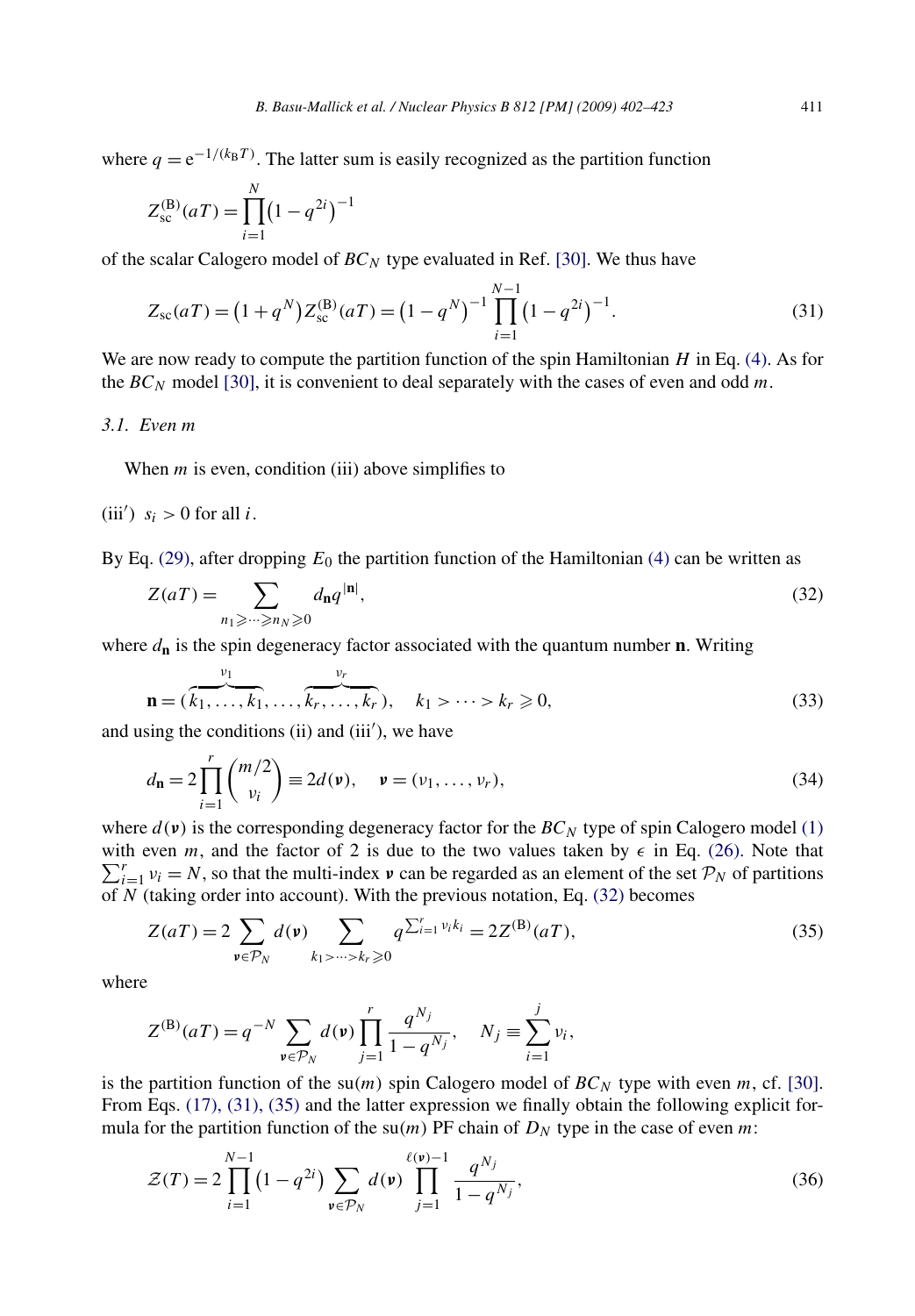where $q = \mathrm{e}^{-1/(k_\mathrm{B}T)}$. The latter sum is easily recognized as the partition function

$$Z_{\mathrm{sc}}^{(\mathrm{B})}(aT) = \prod_{i=1}^{N} \left(1 - q^{2i}\right)^{-1}$$

of the scalar Calogero model of $BC_N$ type evaluated in Ref. [30]. We thus have

$$Z_{\mathrm{sc}}(aT) = \left(1 + q^N\right) Z_{\mathrm{sc}}^{(\mathrm{B})}(aT) = \left(1 - q^N\right)^{-1} \prod_{i=1}^{N-1} \left(1 - q^{2i}\right)^{-1}. \tag{31}$$

We are now ready to compute the partition function of the spin Hamiltonian $H$ in Eq. (4). As for the $BC_N$ model [30], it is convenient to deal separately with the cases of even and odd $m$.

### 3.1. Even m

When $m$ is even, condition (iii) above simplifies to

(iii′) $s_i > 0$ for all $i$.

By Eq. (29), after dropping $E_0$ the partition function of the Hamiltonian (4) can be written as

$$Z(aT) = \sum_{n_1 \geqslant \cdots \geqslant n_N \geqslant 0} d_{\mathbf{n}} q^{|\mathbf{n}|}, \tag{32}$$

where $d_{\mathbf{n}}$ is the spin degeneracy factor associated with the quantum number $\mathbf{n}$. Writing

$$\mathbf{n} = (\overbrace{k_1, \ldots, k_1}^{\nu_1}, \ldots, \overbrace{k_r, \ldots, k_r}^{\nu_r}), \quad k_1 > \cdots > k_r \geqslant 0, \tag{33}$$

and using the conditions (ii) and (iii′), we have

$$d_{\mathbf{n}} = 2 \prod_{i=1}^{r} \binom{m/2}{\nu_i} \equiv 2d(\boldsymbol{\nu}), \quad \boldsymbol{\nu} = (\nu_1, \ldots, \nu_r), \tag{34}$$

where $d(\boldsymbol{\nu})$ is the corresponding degeneracy factor for the $BC_N$ type of spin Calogero model (1) with even $m$, and the factor of 2 is due to the two values taken by $\epsilon$ in Eq. (26). Note that $\sum_{i=1}^{r} \nu_i = N$, so that the multi-index $\boldsymbol{\nu}$ can be regarded as an element of the set $\mathcal{P}_N$ of partitions of $N$ (taking order into account). With the previous notation, Eq. (32) becomes

$$Z(aT) = 2 \sum_{\boldsymbol{\nu} \in \mathcal{P}_N} d(\boldsymbol{\nu}) \sum_{k_1 > \cdots > k_r \geqslant 0} q^{\sum_{i=1}^{r} \nu_i k_i} = 2Z^{(\mathrm{B})}(aT), \tag{35}$$

where

$$Z^{(\mathrm{B})}(aT) = q^{-N} \sum_{\boldsymbol{\nu} \in \mathcal{P}_N} d(\boldsymbol{\nu}) \prod_{j=1}^{r} \frac{q^{N_j}}{1 - q^{N_j}}, \quad N_j \equiv \sum_{i=1}^{j} \nu_i,$$

is the partition function of the su($m$) spin Calogero model of $BC_N$ type with even $m$, cf. [30]. From Eqs. (17), (31), (35) and the latter expression we finally obtain the following explicit formula for the partition function of the su($m$) PF chain of $D_N$ type in the case of even $m$:

$$\mathcal{Z}(T) = 2 \prod_{i=1}^{N-1} \left(1 - q^{2i}\right) \sum_{\boldsymbol{\nu} \in \mathcal{P}_N} d(\boldsymbol{\nu}) \prod_{j=1}^{\ell(\boldsymbol{\nu})-1} \frac{q^{N_j}}{1 - q^{N_j}}, \tag{36}$$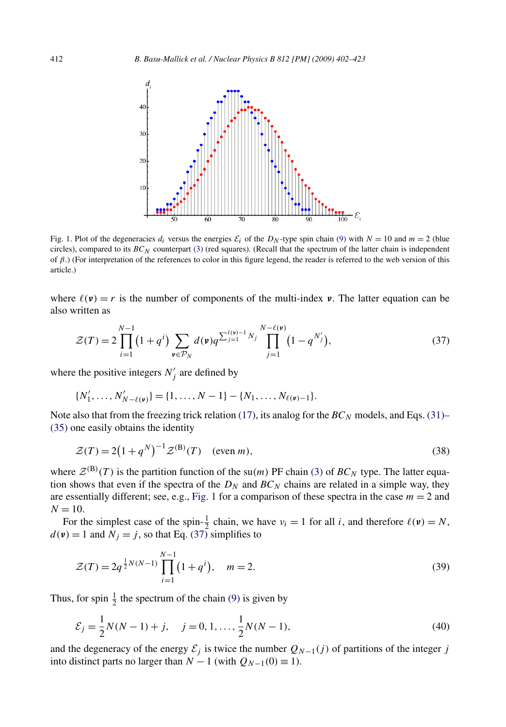Fig. 1. Plot of the degeneracies $d_i$ versus the energies $\mathcal{E}_i$ of the $D_N$-type spin chain (9) with $N = 10$ and $m = 2$ (blue circles), compared to its $BC_N$ counterpart (3) (red squares). (Recall that the spectrum of the latter chain is independent of $\beta$.) (For interpretation of the references to color in this figure legend, the reader is referred to the web version of this article.)

where $\ell(\boldsymbol{\nu}) = r$ is the number of components of the multi-index $\boldsymbol{\nu}$. The latter equation can be also written as

$$\mathcal{Z}(T) = 2\prod_{i=1}^{N-1}\left(1+q^i\right)\sum_{\boldsymbol{\nu}\in\mathcal{P}_N} d(\boldsymbol{\nu})q^{\sum_{j=1}^{\ell(\boldsymbol{\nu})-1} N_j}\prod_{j=1}^{N-\ell(\boldsymbol{\nu})}\left(1-q^{N_j'}\right), \tag{37}$$

where the positive integers $N_j'$ are defined by

$$\{N_1', \dots, N_{N-\ell(\boldsymbol{\nu})}'\} = \{1, \dots, N-1\} - \{N_1, \dots, N_{\ell(\boldsymbol{\nu})-1}\}.$$

Note also that from the freezing trick relation (17), its analog for the $BC_N$ models, and Eqs. (31)–(35) one easily obtains the identity

$$\mathcal{Z}(T) = 2\left(1+q^N\right)^{-1}\mathcal{Z}^{(\mathrm{B})}(T) \quad (\text{even } m), \tag{38}$$

where $\mathcal{Z}^{(\mathrm{B})}(T)$ is the partition function of the su$(m)$ PF chain (3) of $BC_N$ type. The latter equation shows that even if the spectra of the $D_N$ and $BC_N$ chains are related in a simple way, they are essentially different; see, e.g., Fig. 1 for a comparison of these spectra in the case $m = 2$ and $N = 10$.

For the simplest case of the spin-$\frac{1}{2}$ chain, we have $\nu_i = 1$ for all $i$, and therefore $\ell(\boldsymbol{\nu}) = N$, $d(\boldsymbol{\nu}) = 1$ and $N_j = j$, so that Eq. (37) simplifies to

$$\mathcal{Z}(T) = 2q^{\frac{1}{2}N(N-1)}\prod_{i=1}^{N-1}\left(1+q^i\right), \quad m = 2. \tag{39}$$

Thus, for spin $\frac{1}{2}$ the spectrum of the chain (9) is given by

$$\mathcal{E}_j = \frac{1}{2}N(N-1) + j, \quad j = 0, 1, \dots, \frac{1}{2}N(N-1), \tag{40}$$

and the degeneracy of the energy $\mathcal{E}_j$ is twice the number $Q_{N-1}(j)$ of partitions of the integer $j$ into distinct parts no larger than $N-1$ (with $Q_{N-1}(0) \equiv 1$).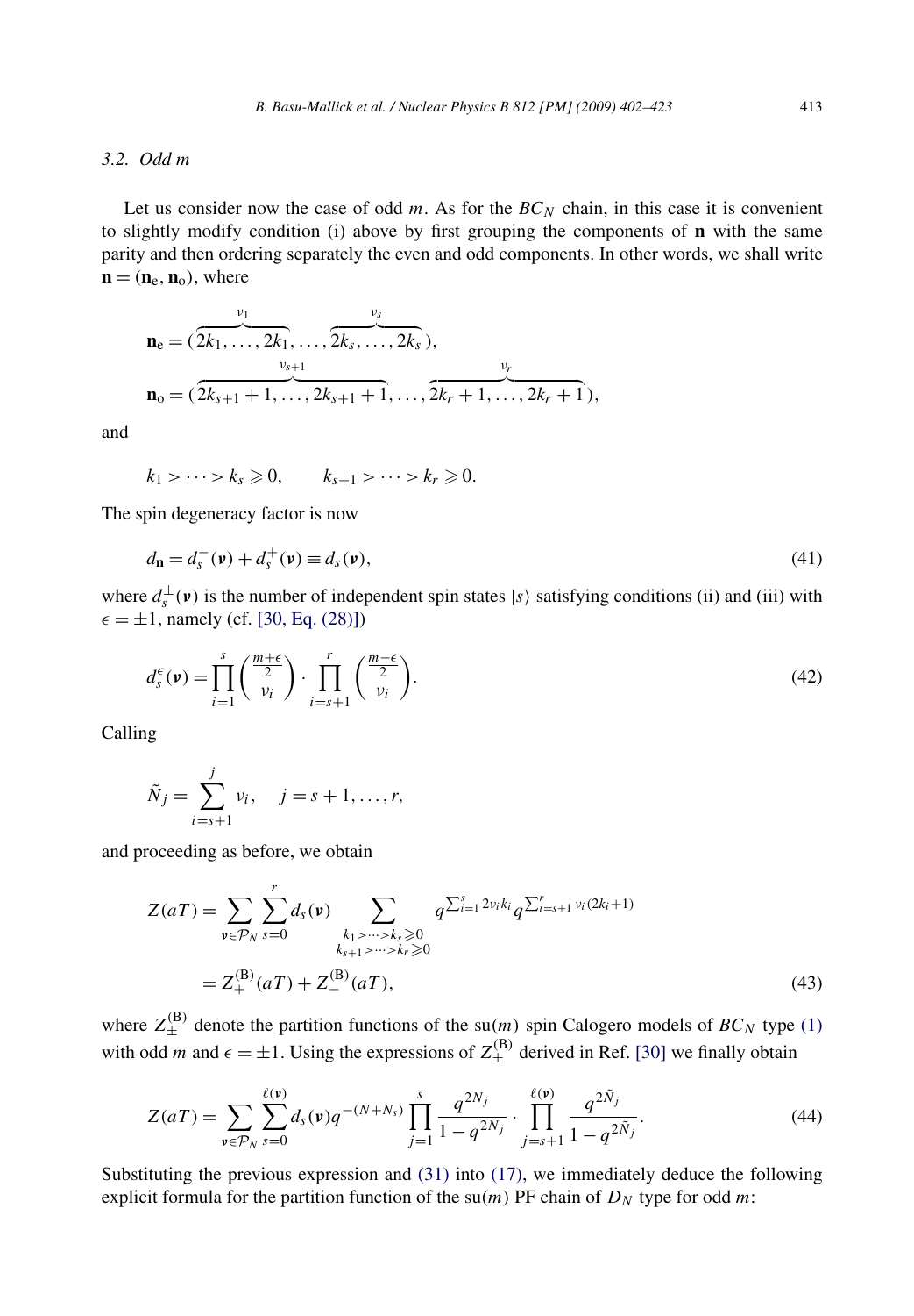### 3.2. Odd $m$

Let us consider now the case of odd $m$. As for the $BC_N$ chain, in this case it is convenient to slightly modify condition (i) above by first grouping the components of $\mathbf{n}$ with the same parity and then ordering separately the even and odd components. In other words, we shall write $\mathbf{n} = (\mathbf{n}_\mathrm{e}, \mathbf{n}_\mathrm{o})$, where

$$\mathbf{n}_\mathrm{e} = (\overbrace{2k_1, \ldots, 2k_1}^{\nu_1}, \ldots, \overbrace{2k_s, \ldots, 2k_s}^{\nu_s}),$$

$$\mathbf{n}_\mathrm{o} = (\overbrace{2k_{s+1}+1, \ldots, 2k_{s+1}+1}^{\nu_{s+1}}, \ldots, \overbrace{2k_r+1, \ldots, 2k_r+1}^{\nu_r}),$$

and

$$k_1 > \cdots > k_s \geqslant 0, \qquad k_{s+1} > \cdots > k_r \geqslant 0.$$

The spin degeneracy factor is now

$$d_\mathbf{n} = d_s^-(\boldsymbol{\nu}) + d_s^+(\boldsymbol{\nu}) \equiv d_s(\boldsymbol{\nu}), \tag{41}$$

where $d_s^\pm(\boldsymbol{\nu})$ is the number of independent spin states $|s\rangle$ satisfying conditions (ii) and (iii) with $\epsilon = \pm 1$, namely (cf. [30, Eq. (28)])

$$d_s^\epsilon(\boldsymbol{\nu}) = \prod_{i=1}^{s} \binom{\frac{m+\epsilon}{2}}{\nu_i} \cdot \prod_{i=s+1}^{r} \binom{\frac{m-\epsilon}{2}}{\nu_i}. \tag{42}$$

Calling

$$\tilde{N}_j = \sum_{i=s+1}^{j} \nu_i, \quad j = s+1, \ldots, r,$$

and proceeding as before, we obtain

$$\begin{aligned} Z(aT) &= \sum_{\boldsymbol{\nu} \in \mathcal{P}_N} \sum_{s=0}^{r} d_s(\boldsymbol{\nu}) \sum_{\substack{k_1 > \cdots > k_s \geqslant 0 \\ k_{s+1} > \cdots > k_r \geqslant 0}} q^{\sum_{i=1}^{s} 2\nu_i k_i} q^{\sum_{i=s+1}^{r} \nu_i (2k_i+1)} \\ &= Z_+^{(\mathrm{B})}(aT) + Z_-^{(\mathrm{B})}(aT), \end{aligned} \tag{43}$$

where $Z_\pm^{(\mathrm{B})}$ denote the partition functions of the su($m$) spin Calogero models of $BC_N$ type (1) with odd $m$ and $\epsilon = \pm 1$. Using the expressions of $Z_\pm^{(\mathrm{B})}$ derived in Ref. [30] we finally obtain

$$Z(aT) = \sum_{\boldsymbol{\nu} \in \mathcal{P}_N} \sum_{s=0}^{\ell(\boldsymbol{\nu})} d_s(\boldsymbol{\nu}) q^{-(N+N_s)} \prod_{j=1}^{s} \frac{q^{2N_j}}{1 - q^{2N_j}} \cdot \prod_{j=s+1}^{\ell(\boldsymbol{\nu})} \frac{q^{2\tilde{N}_j}}{1 - q^{2\tilde{N}_j}}. \tag{44}$$

Substituting the previous expression and (31) into (17), we immediately deduce the following explicit formula for the partition function of the su($m$) PF chain of $D_N$ type for odd $m$: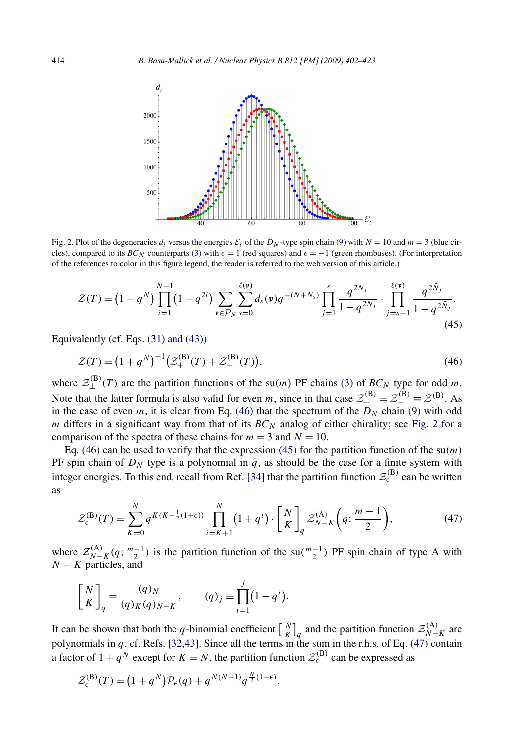Fig. 2. Plot of the degeneracies $d_i$ versus the energies $\mathcal{E}_i$ of the $D_N$-type spin chain (9) with $N = 10$ and $m = 3$ (blue circles), compared to its $BC_N$ counterparts (3) with $\epsilon = 1$ (red squares) and $\epsilon = -1$ (green rhombuses). (For interpretation of the references to color in this figure legend, the reader is referred to the web version of this article.)

$$\mathcal{Z}(T) = \left(1 - q^N\right) \prod_{i=1}^{N-1} \left(1 - q^{2i}\right) \sum_{\boldsymbol{\nu} \in \mathcal{P}_N} \sum_{s=0}^{\ell(\boldsymbol{\nu})} d_s(\boldsymbol{\nu}) q^{-(N+N_s)} \prod_{j=1}^{s} \frac{q^{2N_j}}{1 - q^{2N_j}} \cdot \prod_{j=s+1}^{\ell(\boldsymbol{\nu})} \frac{q^{2\tilde{N}_j}}{1 - q^{2\tilde{N}_j}}. \tag{45}$$

Equivalently (cf. Eqs. (31) and (43))

$$\mathcal{Z}(T) = \left(1 + q^N\right)^{-1} \left(\mathcal{Z}_+^{(\mathrm{B})}(T) + \mathcal{Z}_-^{(\mathrm{B})}(T)\right), \tag{46}$$

where $\mathcal{Z}_\pm^{(\mathrm{B})}(T)$ are the partition functions of the su($m$) PF chains (3) of $BC_N$ type for odd $m$. Note that the latter formula is also valid for even $m$, since in that case $\mathcal{Z}_+^{(\mathrm{B})} = \mathcal{Z}_-^{(\mathrm{B})} \equiv \mathcal{Z}^{(\mathrm{B})}$. As in the case of even $m$, it is clear from Eq. (46) that the spectrum of the $D_N$ chain (9) with odd $m$ differs in a significant way from that of its $BC_N$ analog of either chirality; see Fig. 2 for a comparison of the spectra of these chains for $m = 3$ and $N = 10$.

Eq. (46) can be used to verify that the expression (45) for the partition function of the su($m$) PF spin chain of $D_N$ type is a polynomial in $q$, as should be the case for a finite system with integer energies. To this end, recall from Ref. [34] that the partition function $\mathcal{Z}_\epsilon^{(\mathrm{B})}$ can be written as

$$\mathcal{Z}_\epsilon^{(\mathrm{B})}(T) = \sum_{K=0}^{N} q^{K(K - \frac{1}{2}(1+\epsilon))} \prod_{i=K+1}^{N} \left(1 + q^i\right) \cdot \begin{bmatrix} N \\ K \end{bmatrix}_q \mathcal{Z}_{N-K}^{(\mathrm{A})}\left(q; \frac{m-1}{2}\right), \tag{47}$$

where $\mathcal{Z}_{N-K}^{(\mathrm{A})}(q; \frac{m-1}{2})$ is the partition function of the su($\frac{m-1}{2}$) PF spin chain of type A with $N - K$ particles, and

$$\begin{bmatrix} N \\ K \end{bmatrix}_q = \frac{(q)_N}{(q)_K (q)_{N-K}}, \qquad (q)_j \equiv \prod_{i=1}^{j} \left(1 - q^i\right).$$

It can be shown that both the $q$-binomial coefficient $\left[\begin{smallmatrix} N \\ K \end{smallmatrix}\right]_q$ and the partition function $\mathcal{Z}_{N-K}^{(\mathrm{A})}$ are polynomials in $q$, cf. Refs. [32,43]. Since all the terms in the sum in the r.h.s. of Eq. (47) contain a factor of $1 + q^N$ except for $K = N$, the partition function $\mathcal{Z}_\epsilon^{(\mathrm{B})}$ can be expressed as

$$\mathcal{Z}_\epsilon^{(\mathrm{B})}(T) = \left(1 + q^N\right) \mathcal{P}_\epsilon(q) + q^{N(N-1)} q^{\frac{N}{2}(1-\epsilon)},$$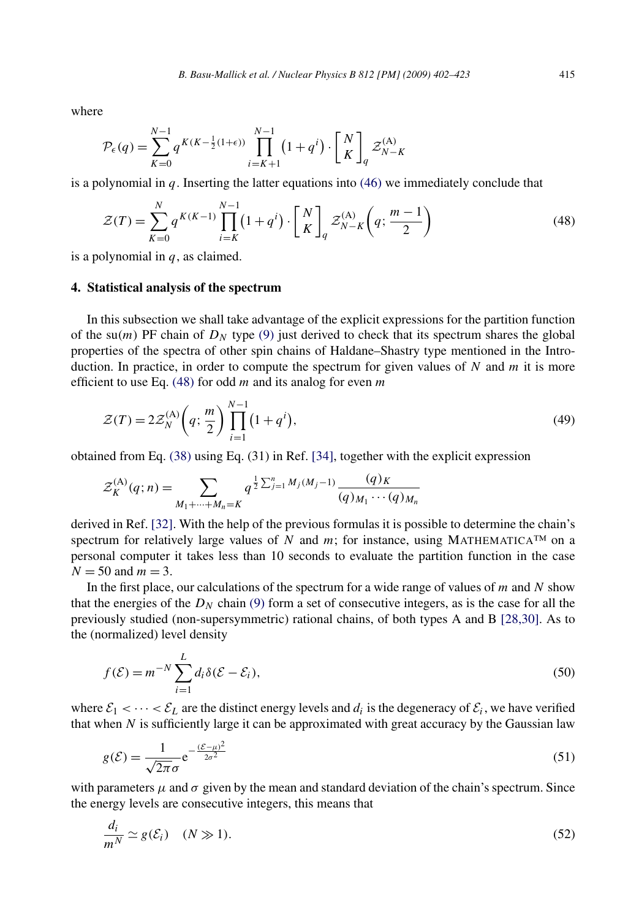where

$$\mathcal{P}_\epsilon(q) = \sum_{K=0}^{N-1} q^{K(K-\frac{1}{2}(1+\epsilon))} \prod_{i=K+1}^{N-1} \left(1+q^i\right) \cdot \begin{bmatrix} N \\ K \end{bmatrix}_q \mathcal{Z}_{N-K}^{(\mathrm{A})}$$

is a polynomial in $q$. Inserting the latter equations into (46) we immediately conclude that

$$\mathcal{Z}(T) = \sum_{K=0}^{N} q^{K(K-1)} \prod_{i=K}^{N-1} \left(1+q^i\right) \cdot \begin{bmatrix} N \\ K \end{bmatrix}_q \mathcal{Z}_{N-K}^{(\mathrm{A})}\left(q; \frac{m-1}{2}\right) \tag{48}$$

is a polynomial in $q$, as claimed.

## 4. Statistical analysis of the spectrum

In this subsection we shall take advantage of the explicit expressions for the partition function of the su($m$) PF chain of $D_N$ type (9) just derived to check that its spectrum shares the global properties of the spectra of other spin chains of Haldane–Shastry type mentioned in the Introduction. In practice, in order to compute the spectrum for given values of $N$ and $m$ it is more efficient to use Eq. (48) for odd $m$ and its analog for even $m$

$$\mathcal{Z}(T) = 2\mathcal{Z}_N^{(\mathrm{A})}\left(q; \frac{m}{2}\right) \prod_{i=1}^{N-1} \left(1+q^i\right), \tag{49}$$

obtained from Eq. (38) using Eq. (31) in Ref. [34], together with the explicit expression

$$\mathcal{Z}_K^{(\mathrm{A})}(q; n) = \sum_{M_1+\cdots+M_n=K} q^{\frac{1}{2}\sum_{j=1}^{n} M_j(M_j-1)} \frac{(q)_K}{(q)_{M_1}\cdots(q)_{M_n}}$$

derived in Ref. [32]. With the help of the previous formulas it is possible to determine the chain's spectrum for relatively large values of $N$ and $m$; for instance, using MATHEMATICA™ on a personal computer it takes less than 10 seconds to evaluate the partition function in the case $N = 50$ and $m = 3$.

In the first place, our calculations of the spectrum for a wide range of values of $m$ and $N$ show that the energies of the $D_N$ chain (9) form a set of consecutive integers, as is the case for all the previously studied (non-supersymmetric) rational chains, of both types A and B [28,30]. As to the (normalized) level density

$$f(\mathcal{E}) = m^{-N} \sum_{i=1}^{L} d_i \delta(\mathcal{E} - \mathcal{E}_i), \tag{50}$$

where $\mathcal{E}_1 < \cdots < \mathcal{E}_L$ are the distinct energy levels and $d_i$ is the degeneracy of $\mathcal{E}_i$, we have verified that when $N$ is sufficiently large it can be approximated with great accuracy by the Gaussian law

$$g(\mathcal{E}) = \frac{1}{\sqrt{2\pi}\sigma} \mathrm{e}^{-\frac{(\mathcal{E}-\mu)^2}{2\sigma^2}} \tag{51}$$

with parameters $\mu$ and $\sigma$ given by the mean and standard deviation of the chain's spectrum. Since the energy levels are consecutive integers, this means that

$$\frac{d_i}{m^N} \simeq g(\mathcal{E}_i) \quad (N \gg 1). \tag{52}$$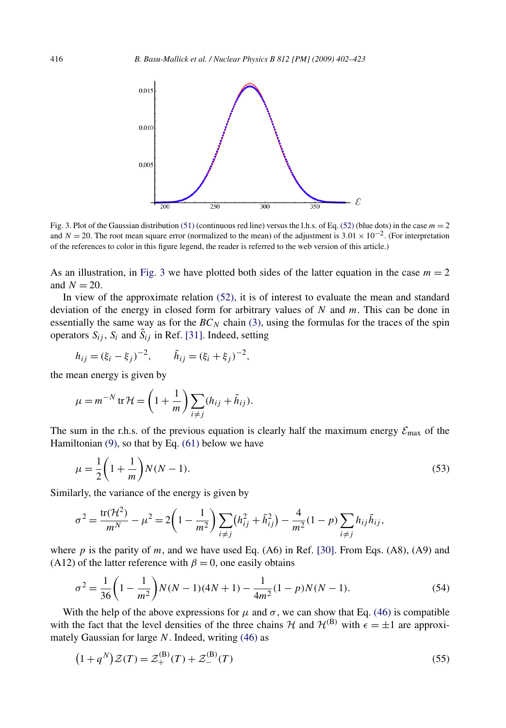Fig. 3. Plot of the Gaussian distribution (51) (continuous red line) versus the l.h.s. of Eq. (52) (blue dots) in the case $m = 2$ and $N = 20$. The root mean square error (normalized to the mean) of the adjustment is $3.01 \times 10^{-2}$. (For interpretation of the references to color in this figure legend, the reader is referred to the web version of this article.)

As an illustration, in Fig. 3 we have plotted both sides of the latter equation in the case $m = 2$ and $N = 20$.

In view of the approximate relation (52), it is of interest to evaluate the mean and standard deviation of the energy in closed form for arbitrary values of $N$ and $m$. This can be done in essentially the same way as for the $BC_N$ chain (3), using the formulas for the traces of the spin operators $S_{ij}$, $S_i$ and $\tilde{S}_{ij}$ in Ref. [31]. Indeed, setting

$$h_{ij} = (\xi_i - \xi_j)^{-2}, \qquad \tilde{h}_{ij} = (\xi_i + \xi_j)^{-2},$$

the mean energy is given by

$$\mu = m^{-N} \operatorname{tr} \mathcal{H} = \left(1 + \frac{1}{m}\right) \sum_{i \neq j} (h_{ij} + \tilde{h}_{ij}).$$

The sum in the r.h.s. of the previous equation is clearly half the maximum energy $\mathcal{E}_{\max}$ of the Hamiltonian (9), so that by Eq. (61) below we have

$$\mu = \frac{1}{2}\left(1 + \frac{1}{m}\right) N(N-1). \tag{53}$$

Similarly, the variance of the energy is given by

$$\sigma^2 = \frac{\operatorname{tr}(\mathcal{H}^2)}{m^N} - \mu^2 = 2\left(1 - \frac{1}{m^2}\right) \sum_{i \neq j} \left(h_{ij}^2 + \tilde{h}_{ij}^2\right) - \frac{4}{m^2}(1-p) \sum_{i \neq j} h_{ij} \tilde{h}_{ij},$$

where $p$ is the parity of $m$, and we have used Eq. (A6) in Ref. [30]. From Eqs. (A8), (A9) and (A12) of the latter reference with $\beta = 0$, one easily obtains

$$\sigma^2 = \frac{1}{36}\left(1 - \frac{1}{m^2}\right) N(N-1)(4N+1) - \frac{1}{4m^2}(1-p) N(N-1). \tag{54}$$

With the help of the above expressions for $\mu$ and $\sigma$, we can show that Eq. (46) is compatible with the fact that the level densities of the three chains $\mathcal{H}$ and $\mathcal{H}^{(\mathrm{B})}$ with $\epsilon = \pm 1$ are approximately Gaussian for large $N$. Indeed, writing (46) as

$$\left(1 + q^N\right) \mathcal{Z}(T) = \mathcal{Z}_+^{(\mathrm{B})}(T) + \mathcal{Z}_-^{(\mathrm{B})}(T) \tag{55}$$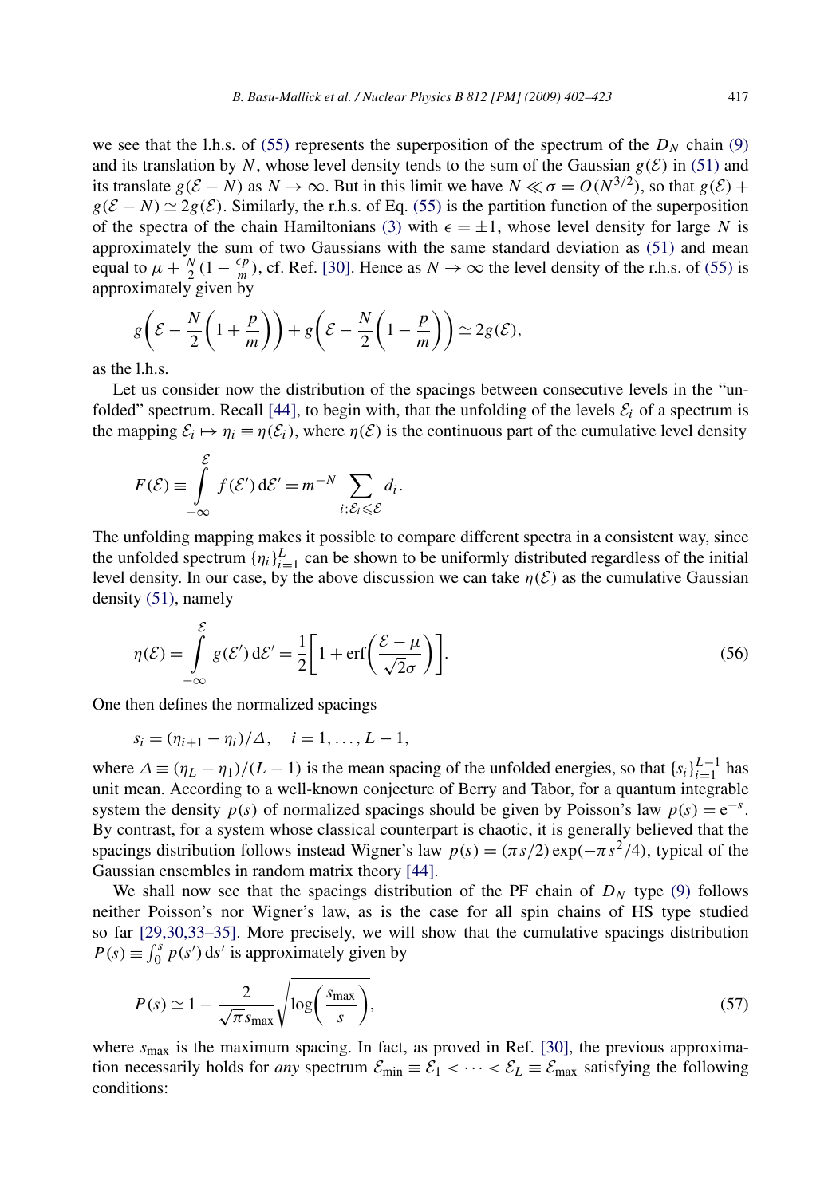we see that the l.h.s. of (55) represents the superposition of the spectrum of the $D_N$ chain (9) and its translation by $N$, whose level density tends to the sum of the Gaussian $g(\mathcal{E})$ in (51) and its translate $g(\mathcal{E}-N)$ as $N\to\infty$. But in this limit we have $N \ll \sigma = O(N^{3/2})$, so that $g(\mathcal{E}) + g(\mathcal{E}-N) \simeq 2g(\mathcal{E})$. Similarly, the r.h.s. of Eq. (55) is the partition function of the superposition of the spectra of the chain Hamiltonians (3) with $\epsilon = \pm 1$, whose level density for large $N$ is approximately the sum of two Gaussians with the same standard deviation as (51) and mean equal to $\mu + \frac{N}{2}(1 - \frac{\epsilon p}{m})$, cf. Ref. [30]. Hence as $N \to \infty$ the level density of the r.h.s. of (55) is approximately given by

$$g\left(\mathcal{E} - \frac{N}{2}\left(1 + \frac{p}{m}\right)\right) + g\left(\mathcal{E} - \frac{N}{2}\left(1 - \frac{p}{m}\right)\right) \simeq 2g(\mathcal{E}),$$

as the l.h.s.

Let us consider now the distribution of the spacings between consecutive levels in the "unfolded" spectrum. Recall [44], to begin with, that the unfolding of the levels $\mathcal{E}_i$ of a spectrum is the mapping $\mathcal{E}_i \mapsto \eta_i \equiv \eta(\mathcal{E}_i)$, where $\eta(\mathcal{E})$ is the continuous part of the cumulative level density

$$F(\mathcal{E}) \equiv \int_{-\infty}^{\mathcal{E}} f(\mathcal{E}')\,\mathrm{d}\mathcal{E}' = m^{-N} \sum_{i;\mathcal{E}_i \leqslant \mathcal{E}} d_i.$$

The unfolding mapping makes it possible to compare different spectra in a consistent way, since the unfolded spectrum $\{\eta_i\}_{i=1}^{L}$ can be shown to be uniformly distributed regardless of the initial level density. In our case, by the above discussion we can take $\eta(\mathcal{E})$ as the cumulative Gaussian density (51), namely

$$\eta(\mathcal{E}) = \int_{-\infty}^{\mathcal{E}} g(\mathcal{E}')\,\mathrm{d}\mathcal{E}' = \frac{1}{2}\left[1 + \operatorname{erf}\left(\frac{\mathcal{E}-\mu}{\sqrt{2}\sigma}\right)\right]. \tag{56}$$

One then defines the normalized spacings

$$s_i = (\eta_{i+1} - \eta_i)/\Delta, \quad i = 1, \dots, L-1,$$

where $\Delta \equiv (\eta_L - \eta_1)/(L-1)$ is the mean spacing of the unfolded energies, so that $\{s_i\}_{i=1}^{L-1}$ has unit mean. According to a well-known conjecture of Berry and Tabor, for a quantum integrable system the density $p(s)$ of normalized spacings should be given by Poisson's law $p(s) = \mathrm{e}^{-s}$. By contrast, for a system whose classical counterpart is chaotic, it is generally believed that the spacings distribution follows instead Wigner's law $p(s) = (\pi s/2)\exp(-\pi s^2/4)$, typical of the Gaussian ensembles in random matrix theory [44].

We shall now see that the spacings distribution of the PF chain of $D_N$ type (9) follows neither Poisson's nor Wigner's law, as is the case for all spin chains of HS type studied so far [29,30,33–35]. More precisely, we will show that the cumulative spacings distribution $P(s) \equiv \int_0^s p(s')\,\mathrm{d}s'$ is approximately given by

$$P(s) \simeq 1 - \frac{2}{\sqrt{\pi}\, s_{\max}} \sqrt{\log\left(\frac{s_{\max}}{s}\right)}, \tag{57}$$

where $s_{\max}$ is the maximum spacing. In fact, as proved in Ref. [30], the previous approximation necessarily holds for *any* spectrum $\mathcal{E}_{\min} \equiv \mathcal{E}_1 < \cdots < \mathcal{E}_L \equiv \mathcal{E}_{\max}$ satisfying the following conditions: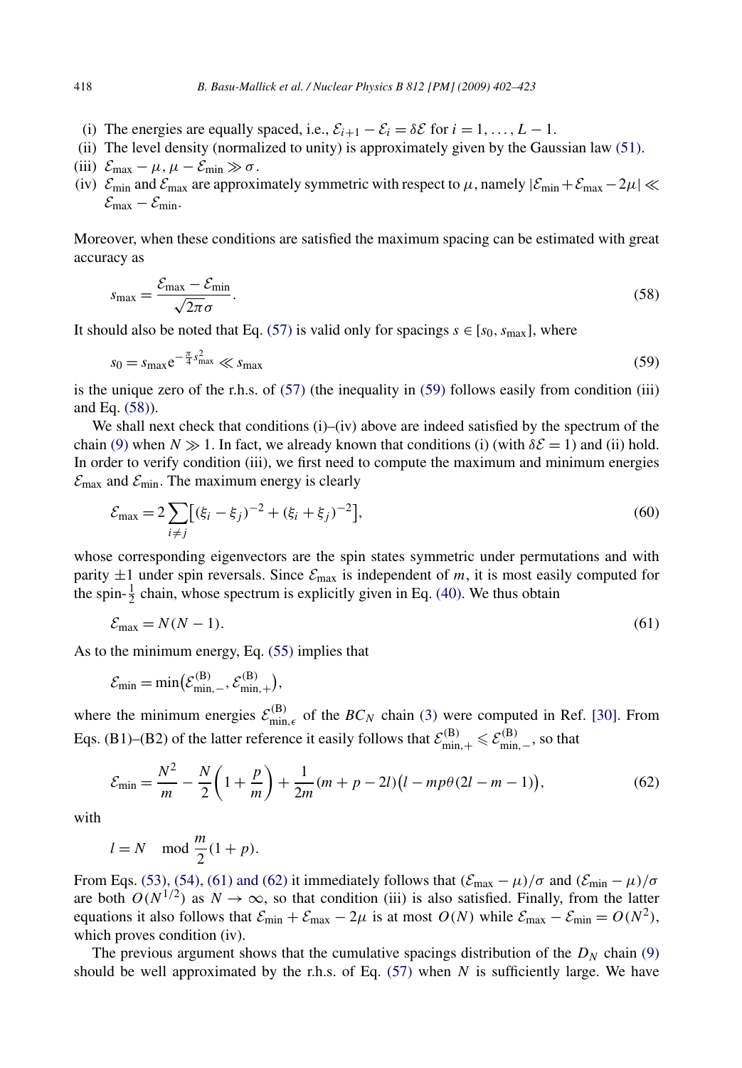(i) The energies are equally spaced, i.e., $\mathcal{E}_{i+1} - \mathcal{E}_i = \delta\mathcal{E}$ for $i = 1, \dots, L-1$.
(ii) The level density (normalized to unity) is approximately given by the Gaussian law (51).
(iii) $\mathcal{E}_{\max} - \mu, \mu - \mathcal{E}_{\min} \gg \sigma$.
(iv) $\mathcal{E}_{\min}$ and $\mathcal{E}_{\max}$ are approximately symmetric with respect to $\mu$, namely $|\mathcal{E}_{\min} + \mathcal{E}_{\max} - 2\mu| \ll \mathcal{E}_{\max} - \mathcal{E}_{\min}$.

Moreover, when these conditions are satisfied the maximum spacing can be estimated with great accuracy as

$$s_{\max} = \frac{\mathcal{E}_{\max} - \mathcal{E}_{\min}}{\sqrt{2\pi}\,\sigma}. \tag{58}$$

It should also be noted that Eq. (57) is valid only for spacings $s \in [s_0, s_{\max}]$, where

$$s_0 = s_{\max} \mathrm{e}^{-\frac{\pi}{4} s_{\max}^2} \ll s_{\max} \tag{59}$$

is the unique zero of the r.h.s. of (57) (the inequality in (59) follows easily from condition (iii) and Eq. (58)).

We shall next check that conditions (i)–(iv) above are indeed satisfied by the spectrum of the chain (9) when $N \gg 1$. In fact, we already known that conditions (i) (with $\delta\mathcal{E} = 1$) and (ii) hold. In order to verify condition (iii), we first need to compute the maximum and minimum energies $\mathcal{E}_{\max}$ and $\mathcal{E}_{\min}$. The maximum energy is clearly

$$\mathcal{E}_{\max} = 2\sum_{i \neq j} \left[ (\xi_i - \xi_j)^{-2} + (\xi_i + \xi_j)^{-2} \right], \tag{60}$$

whose corresponding eigenvectors are the spin states symmetric under permutations and with parity $\pm 1$ under spin reversals. Since $\mathcal{E}_{\max}$ is independent of $m$, it is most easily computed for the spin-$\frac{1}{2}$ chain, whose spectrum is explicitly given in Eq. (40). We thus obtain

$$\mathcal{E}_{\max} = N(N-1). \tag{61}$$

As to the minimum energy, Eq. (55) implies that

$$\mathcal{E}_{\min} = \min\left(\mathcal{E}_{\min,-}^{(\mathrm{B})}, \mathcal{E}_{\min,+}^{(\mathrm{B})}\right),$$

where the minimum energies $\mathcal{E}_{\min,\epsilon}^{(\mathrm{B})}$ of the $BC_N$ chain (3) were computed in Ref. [30]. From Eqs. (B1)–(B2) of the latter reference it easily follows that $\mathcal{E}_{\min,+}^{(\mathrm{B})} \leqslant \mathcal{E}_{\min,-}^{(\mathrm{B})}$, so that

$$\mathcal{E}_{\min} = \frac{N^2}{m} - \frac{N}{2}\left(1 + \frac{p}{m}\right) + \frac{1}{2m}(m + p - 2l)\big(l - mp\theta(2l - m - 1)\big), \tag{62}$$

with

$$l = N \mod \frac{m}{2}(1+p).$$

From Eqs. (53), (54), (61) and (62) it immediately follows that $(\mathcal{E}_{\max} - \mu)/\sigma$ and $(\mathcal{E}_{\min} - \mu)/\sigma$ are both $O(N^{1/2})$ as $N \to \infty$, so that condition (iii) is also satisfied. Finally, from the latter equations it also follows that $\mathcal{E}_{\min} + \mathcal{E}_{\max} - 2\mu$ is at most $O(N)$ while $\mathcal{E}_{\max} - \mathcal{E}_{\min} = O(N^2)$, which proves condition (iv).

The previous argument shows that the cumulative spacings distribution of the $D_N$ chain (9) should be well approximated by the r.h.s. of Eq. (57) when $N$ is sufficiently large. We have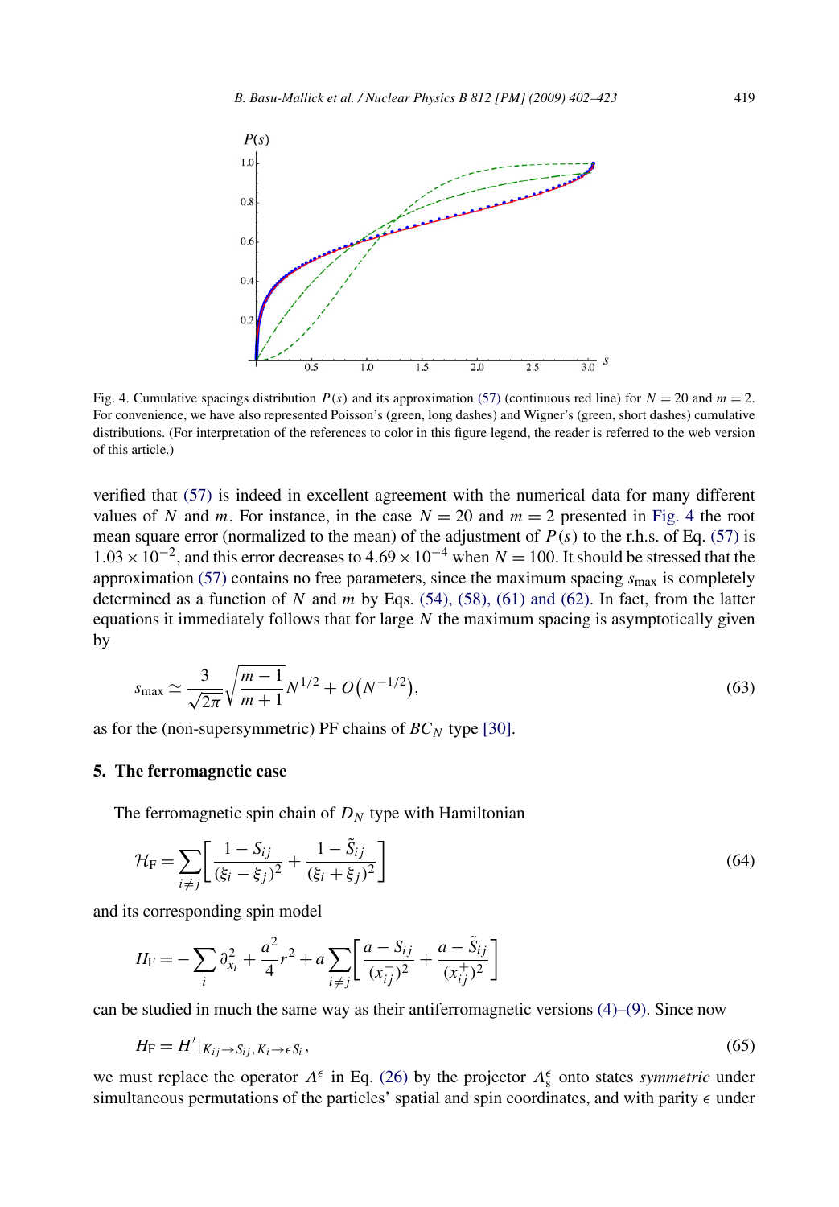Fig. 4. Cumulative spacings distribution $P(s)$ and its approximation (57) (continuous red line) for $N = 20$ and $m = 2$. For convenience, we have also represented Poisson's (green, long dashes) and Wigner's (green, short dashes) cumulative distributions. (For interpretation of the references to color in this figure legend, the reader is referred to the web version of this article.)

verified that (57) is indeed in excellent agreement with the numerical data for many different values of $N$ and $m$. For instance, in the case $N = 20$ and $m = 2$ presented in Fig. 4 the root mean square error (normalized to the mean) of the adjustment of $P(s)$ to the r.h.s. of Eq. (57) is $1.03 \times 10^{-2}$, and this error decreases to $4.69 \times 10^{-4}$ when $N = 100$. It should be stressed that the approximation (57) contains no free parameters, since the maximum spacing $s_{\max}$ is completely determined as a function of $N$ and $m$ by Eqs. (54), (58), (61) and (62). In fact, from the latter equations it immediately follows that for large $N$ the maximum spacing is asymptotically given by

$$s_{\max} \simeq \frac{3}{\sqrt{2\pi}} \sqrt{\frac{m-1}{m+1}} N^{1/2} + O\big(N^{-1/2}\big), \tag{63}$$

as for the (non-supersymmetric) PF chains of $BC_N$ type [30].

## 5. The ferromagnetic case

The ferromagnetic spin chain of $D_N$ type with Hamiltonian

$$\mathcal{H}_{\mathrm{F}} = \sum_{i \neq j} \left[ \frac{1 - S_{ij}}{(\xi_i - \xi_j)^2} + \frac{1 - \tilde{S}_{ij}}{(\xi_i + \xi_j)^2} \right] \tag{64}$$

and its corresponding spin model

$$H_{\mathrm{F}} = -\sum_i \partial_{x_i}^2 + \frac{a^2}{4} r^2 + a \sum_{i \neq j} \left[ \frac{a - S_{ij}}{(x_{ij}^-)^2} + \frac{a - \tilde{S}_{ij}}{(x_{ij}^+)^2} \right]$$

can be studied in much the same way as their antiferromagnetic versions (4)–(9). Since now

$$H_{\mathrm{F}} = H'|_{K_{ij} \to S_{ij}, K_i \to \epsilon S_i}, \tag{65}$$

we must replace the operator $\Lambda^\epsilon$ in Eq. (26) by the projector $\Lambda_{\mathrm{s}}^\epsilon$ onto states *symmetric* under simultaneous permutations of the particles' spatial and spin coordinates, and with parity $\epsilon$ under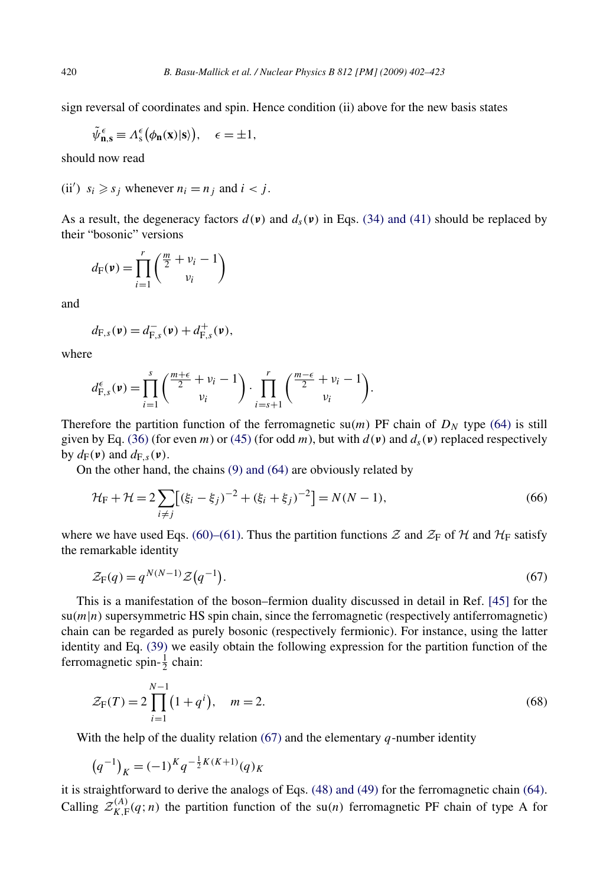sign reversal of coordinates and spin. Hence condition (ii) above for the new basis states

$$\tilde{\psi}^{\epsilon}_{\mathbf{n},\mathbf{s}} \equiv \Lambda^{\epsilon}_{\mathrm{s}}\big(\phi_{\mathbf{n}}(\mathbf{x})|\mathbf{s}\rangle\big), \quad \epsilon = \pm 1,$$

should now read

(ii′) $s_i \geqslant s_j$ whenever $n_i = n_j$ and $i < j$.

As a result, the degeneracy factors $d(\boldsymbol{\nu})$ and $d_s(\boldsymbol{\nu})$ in Eqs. (34) and (41) should be replaced by their "bosonic" versions

$$d_{\mathrm{F}}(\boldsymbol{\nu}) = \prod_{i=1}^{r} \binom{\frac{m}{2} + \nu_i - 1}{\nu_i}$$

and

$$d_{\mathrm{F},s}(\boldsymbol{\nu}) = d^{-}_{\mathrm{F},s}(\boldsymbol{\nu}) + d^{+}_{\mathrm{F},s}(\boldsymbol{\nu}),$$

where

$$d^{\epsilon}_{\mathrm{F},s}(\boldsymbol{\nu}) = \prod_{i=1}^{s} \binom{\frac{m+\epsilon}{2} + \nu_i - 1}{\nu_i} \cdot \prod_{i=s+1}^{r} \binom{\frac{m-\epsilon}{2} + \nu_i - 1}{\nu_i}.$$

Therefore the partition function of the ferromagnetic su($m$) PF chain of $D_N$ type (64) is still given by Eq. (36) (for even $m$) or (45) (for odd $m$), but with $d(\boldsymbol{\nu})$ and $d_s(\boldsymbol{\nu})$ replaced respectively by $d_{\mathrm{F}}(\boldsymbol{\nu})$ and $d_{\mathrm{F},s}(\boldsymbol{\nu})$.

On the other hand, the chains (9) and (64) are obviously related by

$$\mathcal{H}_{\mathrm{F}} + \mathcal{H} = 2\sum_{i \neq j}\big[(\xi_i - \xi_j)^{-2} + (\xi_i + \xi_j)^{-2}\big] = N(N-1), \tag{66}$$

where we have used Eqs. (60)–(61). Thus the partition functions $\mathcal{Z}$ and $\mathcal{Z}_{\mathrm{F}}$ of $\mathcal{H}$ and $\mathcal{H}_{\mathrm{F}}$ satisfy the remarkable identity

$$\mathcal{Z}_{\mathrm{F}}(q) = q^{N(N-1)}\mathcal{Z}\big(q^{-1}\big). \tag{67}$$

This is a manifestation of the boson–fermion duality discussed in detail in Ref. [45] for the su($m|n$) supersymmetric HS spin chain, since the ferromagnetic (respectively antiferromagnetic) chain can be regarded as purely bosonic (respectively fermionic). For instance, using the latter identity and Eq. (39) we easily obtain the following expression for the partition function of the ferromagnetic spin-$\frac{1}{2}$ chain:

$$\mathcal{Z}_{\mathrm{F}}(T) = 2\prod_{i=1}^{N-1}\big(1 + q^i\big), \quad m = 2. \tag{68}$$

With the help of the duality relation (67) and the elementary $q$-number identity

$$\big(q^{-1}\big)_K = (-1)^K q^{-\frac{1}{2}K(K+1)}(q)_K$$

it is straightforward to derive the analogs of Eqs. (48) and (49) for the ferromagnetic chain (64). Calling $\mathcal{Z}^{(A)}_{K,\mathrm{F}}(q;n)$ the partition function of the su($n$) ferromagnetic PF chain of type A for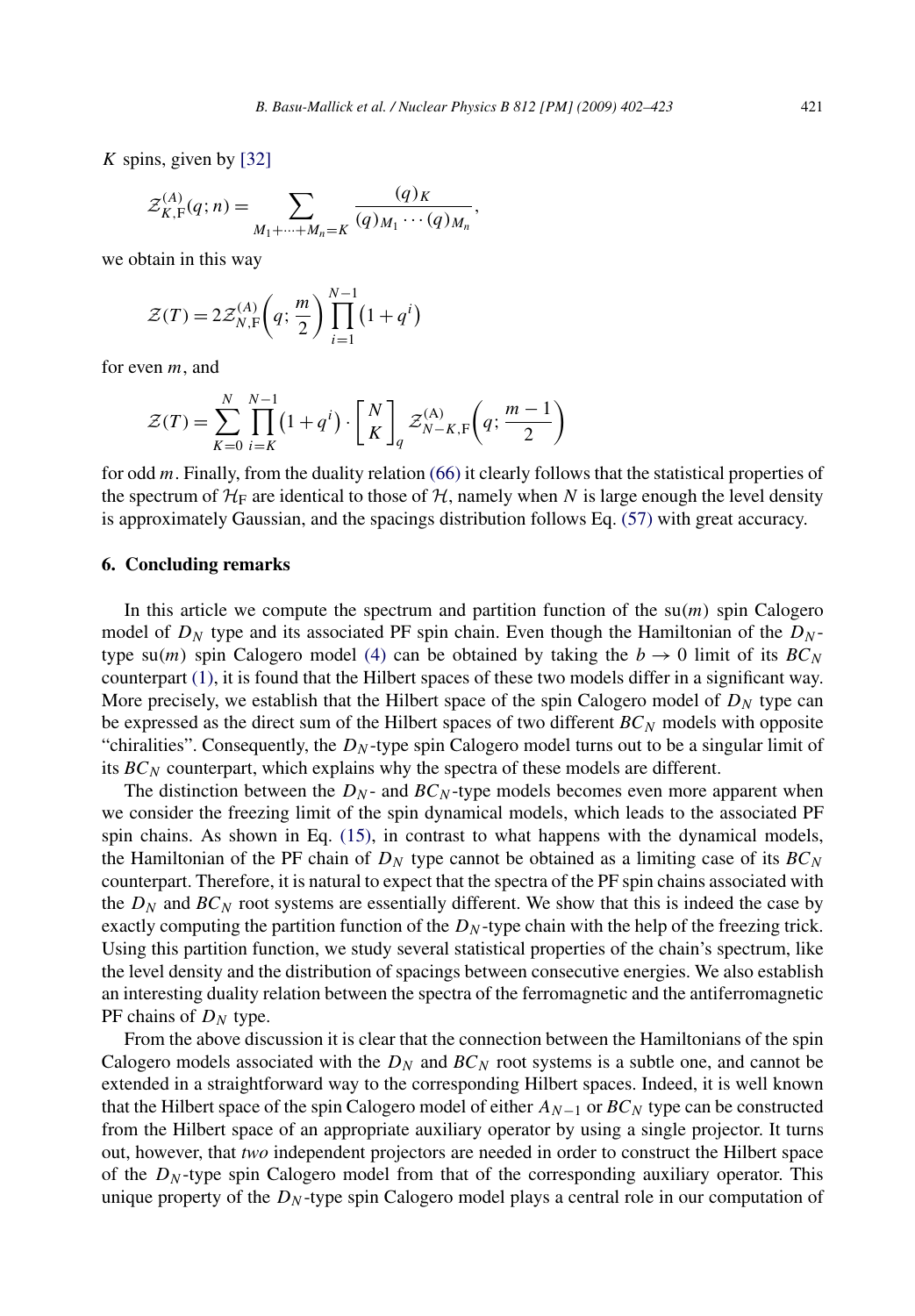$K$ spins, given by [32]

$$\mathcal{Z}^{(A)}_{K,\mathrm{F}}(q;n) = \sum_{M_1+\cdots+M_n=K} \frac{(q)_K}{(q)_{M_1}\cdots(q)_{M_n}},$$

we obtain in this way

$$\mathcal{Z}(T) = 2\mathcal{Z}^{(A)}_{N,\mathrm{F}}\left(q;\frac{m}{2}\right)\prod_{i=1}^{N-1}\left(1+q^i\right)$$

for even $m$, and

$$\mathcal{Z}(T) = \sum_{K=0}^{N}\prod_{i=K}^{N-1}\left(1+q^i\right)\cdot\begin{bmatrix} N \\ K \end{bmatrix}_q \mathcal{Z}^{(\mathrm{A})}_{N-K,\mathrm{F}}\left(q;\frac{m-1}{2}\right)$$

for odd $m$. Finally, from the duality relation (66) it clearly follows that the statistical properties of the spectrum of $\mathcal{H}_\mathrm{F}$ are identical to those of $\mathcal{H}$, namely when $N$ is large enough the level density is approximately Gaussian, and the spacings distribution follows Eq. (57) with great accuracy.

## 6. Concluding remarks

In this article we compute the spectrum and partition function of the su($m$) spin Calogero model of $D_N$ type and its associated PF spin chain. Even though the Hamiltonian of the $D_N$-type su($m$) spin Calogero model (4) can be obtained by taking the $b \to 0$ limit of its $BC_N$ counterpart (1), it is found that the Hilbert spaces of these two models differ in a significant way. More precisely, we establish that the Hilbert space of the spin Calogero model of $D_N$ type can be expressed as the direct sum of the Hilbert spaces of two different $BC_N$ models with opposite "chiralities". Consequently, the $D_N$-type spin Calogero model turns out to be a singular limit of its $BC_N$ counterpart, which explains why the spectra of these models are different.

The distinction between the $D_N$- and $BC_N$-type models becomes even more apparent when we consider the freezing limit of the spin dynamical models, which leads to the associated PF spin chains. As shown in Eq. (15), in contrast to what happens with the dynamical models, the Hamiltonian of the PF chain of $D_N$ type cannot be obtained as a limiting case of its $BC_N$ counterpart. Therefore, it is natural to expect that the spectra of the PF spin chains associated with the $D_N$ and $BC_N$ root systems are essentially different. We show that this is indeed the case by exactly computing the partition function of the $D_N$-type chain with the help of the freezing trick. Using this partition function, we study several statistical properties of the chain's spectrum, like the level density and the distribution of spacings between consecutive energies. We also establish an interesting duality relation between the spectra of the ferromagnetic and the antiferromagnetic PF chains of $D_N$ type.

From the above discussion it is clear that the connection between the Hamiltonians of the spin Calogero models associated with the $D_N$ and $BC_N$ root systems is a subtle one, and cannot be extended in a straightforward way to the corresponding Hilbert spaces. Indeed, it is well known that the Hilbert space of the spin Calogero model of either $A_{N-1}$ or $BC_N$ type can be constructed from the Hilbert space of an appropriate auxiliary operator by using a single projector. It turns out, however, that *two* independent projectors are needed in order to construct the Hilbert space of the $D_N$-type spin Calogero model from that of the corresponding auxiliary operator. This unique property of the $D_N$-type spin Calogero model plays a central role in our computation of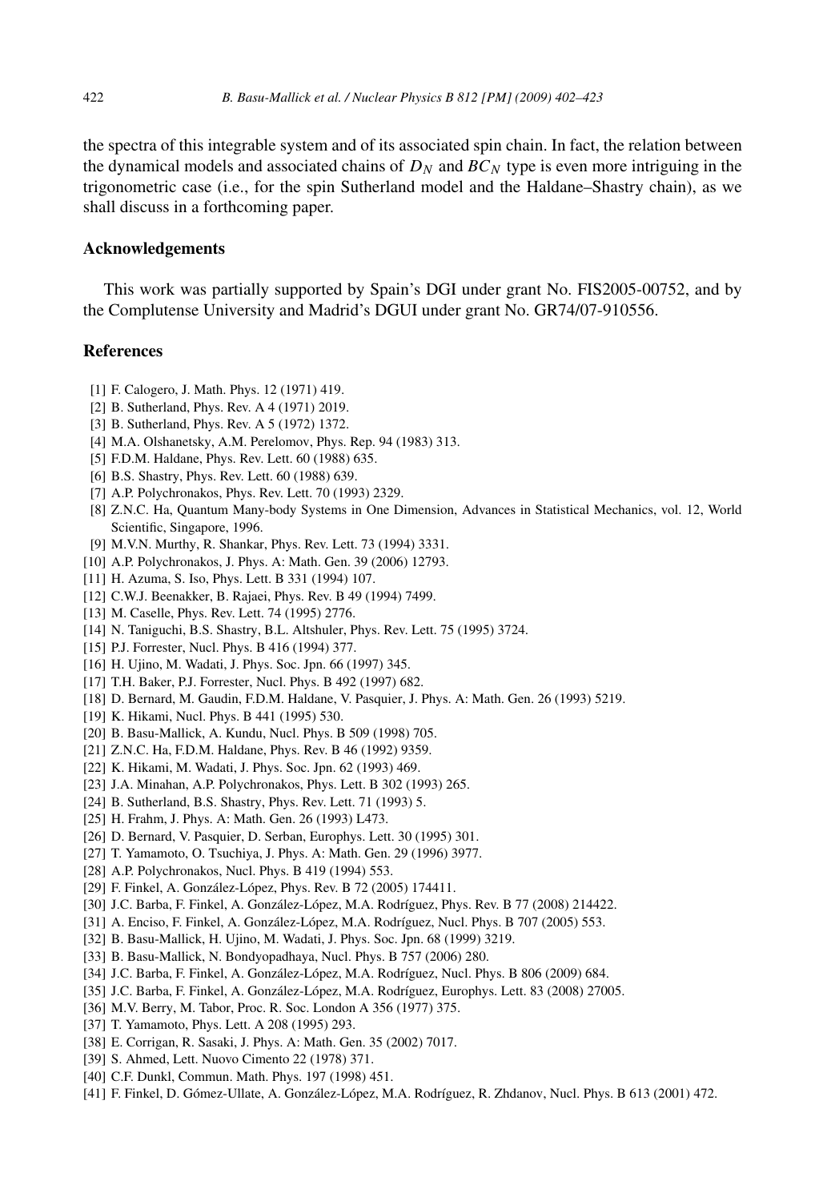the spectra of this integrable system and of its associated spin chain. In fact, the relation between the dynamical models and associated chains of $D_N$ and $BC_N$ type is even more intriguing in the trigonometric case (i.e., for the spin Sutherland model and the Haldane–Shastry chain), as we shall discuss in a forthcoming paper.

## Acknowledgements

This work was partially supported by Spain's DGI under grant No. FIS2005-00752, and by the Complutense University and Madrid's DGUI under grant No. GR74/07-910556.

## References

[1] F. Calogero, J. Math. Phys. 12 (1971) 419.
[2] B. Sutherland, Phys. Rev. A 4 (1971) 2019.
[3] B. Sutherland, Phys. Rev. A 5 (1972) 1372.
[4] M.A. Olshanetsky, A.M. Perelomov, Phys. Rep. 94 (1983) 313.
[5] F.D.M. Haldane, Phys. Rev. Lett. 60 (1988) 635.
[6] B.S. Shastry, Phys. Rev. Lett. 60 (1988) 639.
[7] A.P. Polychronakos, Phys. Rev. Lett. 70 (1993) 2329.
[8] Z.N.C. Ha, Quantum Many-body Systems in One Dimension, Advances in Statistical Mechanics, vol. 12, World Scientific, Singapore, 1996.
[9] M.V.N. Murthy, R. Shankar, Phys. Rev. Lett. 73 (1994) 3331.
[10] A.P. Polychronakos, J. Phys. A: Math. Gen. 39 (2006) 12793.
[11] H. Azuma, S. Iso, Phys. Lett. B 331 (1994) 107.
[12] C.W.J. Beenakker, B. Rajaei, Phys. Rev. B 49 (1994) 7499.
[13] M. Caselle, Phys. Rev. Lett. 74 (1995) 2776.
[14] N. Taniguchi, B.S. Shastry, B.L. Altshuler, Phys. Rev. Lett. 75 (1995) 3724.
[15] P.J. Forrester, Nucl. Phys. B 416 (1994) 377.
[16] H. Ujino, M. Wadati, J. Phys. Soc. Jpn. 66 (1997) 345.
[17] T.H. Baker, P.J. Forrester, Nucl. Phys. B 492 (1997) 682.
[18] D. Bernard, M. Gaudin, F.D.M. Haldane, V. Pasquier, J. Phys. A: Math. Gen. 26 (1993) 5219.
[19] K. Hikami, Nucl. Phys. B 441 (1995) 530.
[20] B. Basu-Mallick, A. Kundu, Nucl. Phys. B 509 (1998) 705.
[21] Z.N.C. Ha, F.D.M. Haldane, Phys. Rev. B 46 (1992) 9359.
[22] K. Hikami, M. Wadati, J. Phys. Soc. Jpn. 62 (1993) 469.
[23] J.A. Minahan, A.P. Polychronakos, Phys. Lett. B 302 (1993) 265.
[24] B. Sutherland, B.S. Shastry, Phys. Rev. Lett. 71 (1993) 5.
[25] H. Frahm, J. Phys. A: Math. Gen. 26 (1993) L473.
[26] D. Bernard, V. Pasquier, D. Serban, Europhys. Lett. 30 (1995) 301.
[27] T. Yamamoto, O. Tsuchiya, J. Phys. A: Math. Gen. 29 (1996) 3977.
[28] A.P. Polychronakos, Nucl. Phys. B 419 (1994) 553.
[29] F. Finkel, A. González-López, Phys. Rev. B 72 (2005) 174411.
[30] J.C. Barba, F. Finkel, A. González-López, M.A. Rodríguez, Phys. Rev. B 77 (2008) 214422.
[31] A. Enciso, F. Finkel, A. González-López, Nucl. Phys. B 707 (2005) 553.
[32] B. Basu-Mallick, H. Ujino, M. Wadati, J. Phys. Soc. Jpn. 68 (1999) 3219.
[33] B. Basu-Mallick, N. Bondyopadhaya, Nucl. Phys. B 757 (2006) 280.
[34] J.C. Barba, F. Finkel, A. González-López, M.A. Rodríguez, Nucl. Phys. B 806 (2009) 684.
[35] J.C. Barba, F. Finkel, A. González-López, M.A. Rodríguez, Europhys. Lett. 83 (2008) 27005.
[36] M.V. Berry, M. Tabor, Proc. R. Soc. London A 356 (1977) 375.
[37] T. Yamamoto, Phys. Lett. A 208 (1995) 293.
[38] E. Corrigan, R. Sasaki, J. Phys. A: Math. Gen. 35 (2002) 7017.
[39] S. Ahmed, Lett. Nuovo Cimento 22 (1978) 371.
[40] C.F. Dunkl, Commun. Math. Phys. 197 (1998) 451.
[41] F. Finkel, D. Gómez-Ullate, A. González-López, M.A. Rodríguez, R. Zhdanov, Nucl. Phys. B 613 (2001) 472.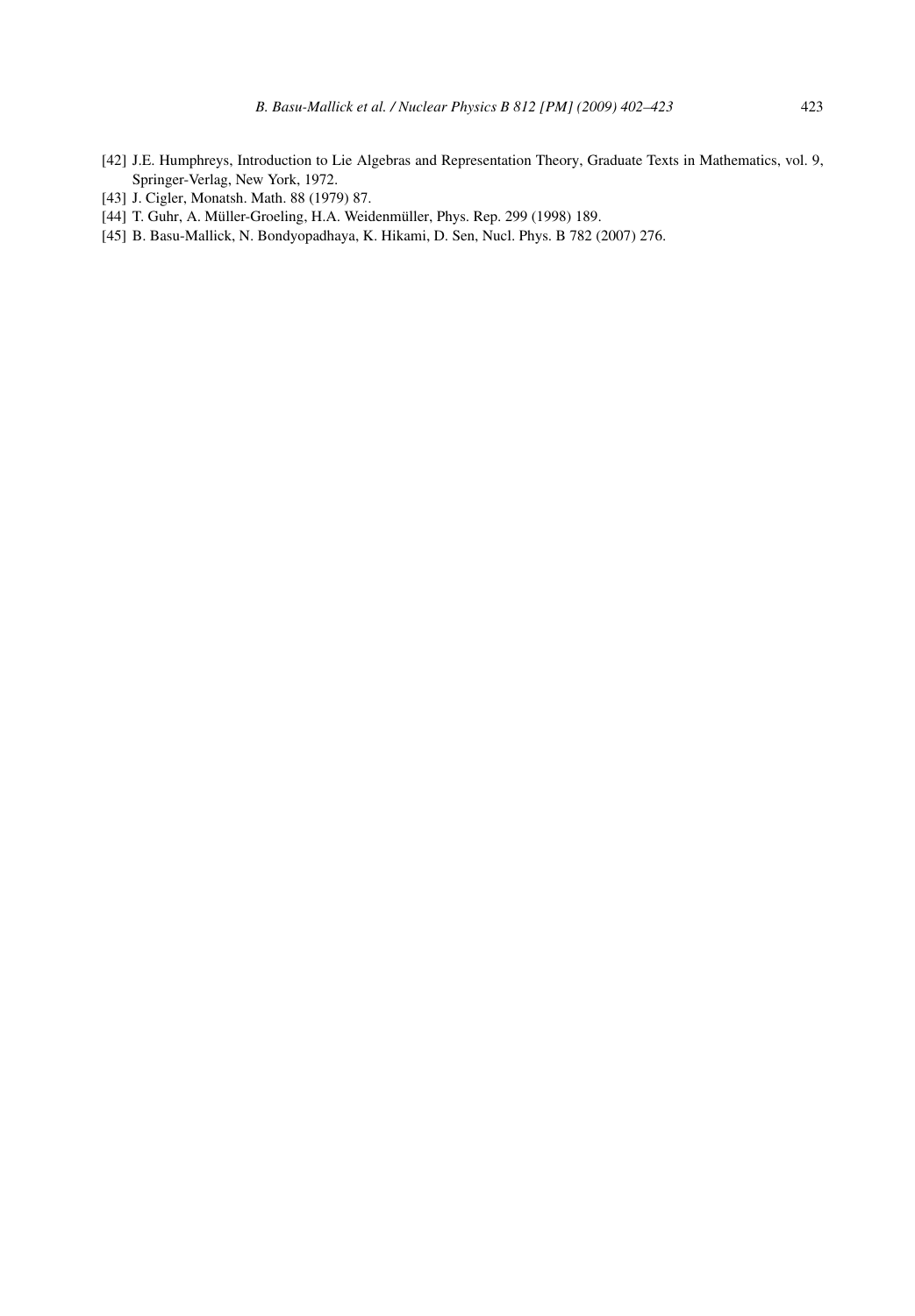[42] J.E. Humphreys, Introduction to Lie Algebras and Representation Theory, Graduate Texts in Mathematics, vol. 9, Springer-Verlag, New York, 1972.

[43] J. Cigler, Monatsh. Math. 88 (1979) 87.

[44] T. Guhr, A. Müller-Groeling, H.A. Weidenmüller, Phys. Rep. 299 (1998) 189.

[45] B. Basu-Mallick, N. Bondyopadhaya, K. Hikami, D. Sen, Nucl. Phys. B 782 (2007) 276.